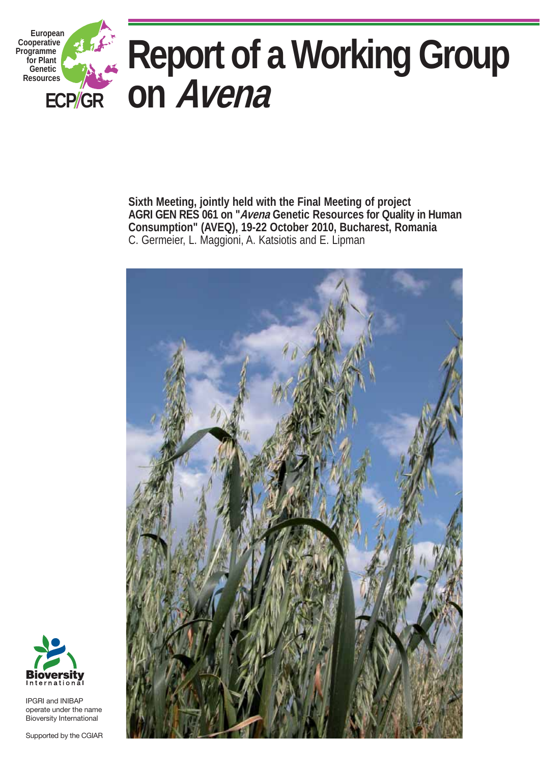European Cooperative Programme for Plant Genetic Resources

ECP/GR

# Report of a Working Group on *Avena*

**Sixth Meeting, jointly held with the Final Meeting of project AGRI GEN RES 061 on "*Avena* Genetic Resources for Quality in Human Consumption" (AVEQ), 19-22 October 2010, Bucharest, Romania**

C. Germeier, L. Maggioni, A. Katsiotis and E. Lipman

Bioversity International

IPGRI and INIBAP operate under the name Bioversity International

Supported by the CGIAR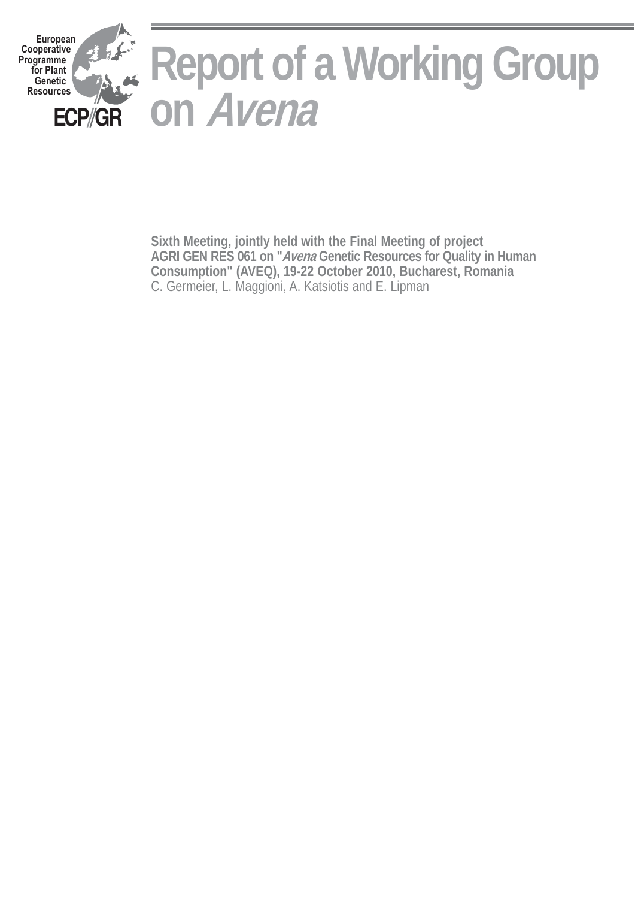European Cooperative Programme for Plant Genetic Resources

**ECP/GR**

# Report of a Working Group on *Avena*

**Sixth Meeting, jointly held with the Final Meeting of project AGRI GEN RES 061 on "*Avena* Genetic Resources for Quality in Human Consumption" (AVEQ), 19-22 October 2010, Bucharest, Romania**

C. Germeier, L. Maggioni, A. Katsiotis and E. Lipman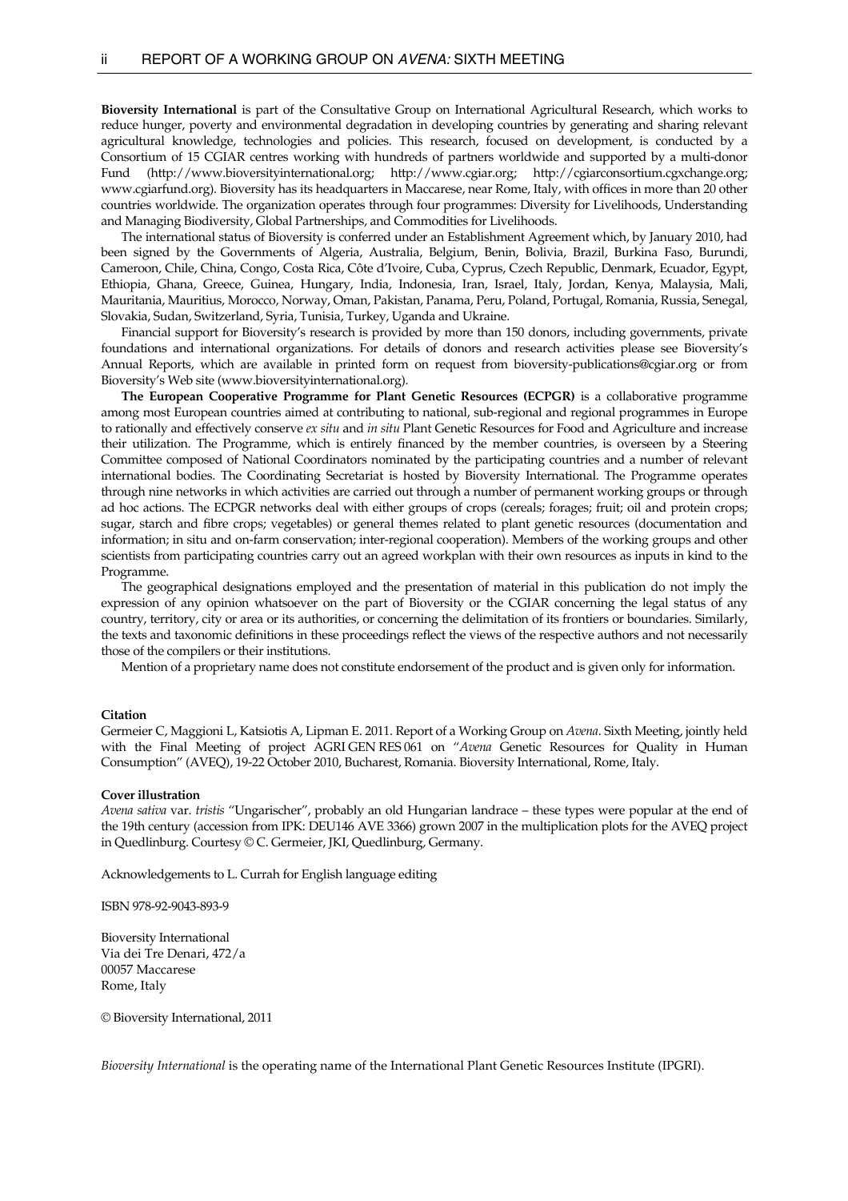**Bioversity International** is part of the Consultative Group on International Agricultural Research, which works to reduce hunger, poverty and environmental degradation in developing countries by generating and sharing relevant agricultural knowledge, technologies and policies. This research, focused on development, is conducted by a Consortium of 15 CGIAR centres working with hundreds of partners worldwide and supported by a multi-donor Fund (http://www.bioversityinternational.org; http://www.cgiar.org; http://cgiarconsortium.cgxchange.org; www.cgiarfund.org). Bioversity has its headquarters in Maccarese, near Rome, Italy, with offices in more than 20 other countries worldwide. The organization operates through four programmes: Diversity for Livelihoods, Understanding and Managing Biodiversity, Global Partnerships, and Commodities for Livelihoods.

The international status of Bioversity is conferred under an Establishment Agreement which, by January 2010, had been signed by the Governments of Algeria, Australia, Belgium, Benin, Bolivia, Brazil, Burkina Faso, Burundi, Cameroon, Chile, China, Congo, Costa Rica, Côte d'Ivoire, Cuba, Cyprus, Czech Republic, Denmark, Ecuador, Egypt, Ethiopia, Ghana, Greece, Guinea, Hungary, India, Indonesia, Iran, Israel, Italy, Jordan, Kenya, Malaysia, Mali, Mauritania, Mauritius, Morocco, Norway, Oman, Pakistan, Panama, Peru, Poland, Portugal, Romania, Russia, Senegal, Slovakia, Sudan, Switzerland, Syria, Tunisia, Turkey, Uganda and Ukraine.

Financial support for Bioversity's research is provided by more than 150 donors, including governments, private foundations and international organizations. For details of donors and research activities please see Bioversity's Annual Reports, which are available in printed form on request from bioversity-publications@cgiar.org or from Bioversity's Web site (www.bioversityinternational.org).

**The European Cooperative Programme for Plant Genetic Resources (ECPGR)** is a collaborative programme among most European countries aimed at contributing to national, sub-regional and regional programmes in Europe to rationally and effectively conserve *ex situ* and *in situ* Plant Genetic Resources for Food and Agriculture and increase their utilization. The Programme, which is entirely financed by the member countries, is overseen by a Steering Committee composed of National Coordinators nominated by the participating countries and a number of relevant international bodies. The Coordinating Secretariat is hosted by Bioversity International. The Programme operates through nine networks in which activities are carried out through a number of permanent working groups or through ad hoc actions. The ECPGR networks deal with either groups of crops (cereals; forages; fruit; oil and protein crops; sugar, starch and fibre crops; vegetables) or general themes related to plant genetic resources (documentation and information; in situ and on-farm conservation; inter-regional cooperation). Members of the working groups and other scientists from participating countries carry out an agreed workplan with their own resources as inputs in kind to the Programme.

The geographical designations employed and the presentation of material in this publication do not imply the expression of any opinion whatsoever on the part of Bioversity or the CGIAR concerning the legal status of any country, territory, city or area or its authorities, or concerning the delimitation of its frontiers or boundaries. Similarly, the texts and taxonomic definitions in these proceedings reflect the views of the respective authors and not necessarily those of the compilers or their institutions.

Mention of a proprietary name does not constitute endorsement of the product and is given only for information.

**Citation**

Germeier C, Maggioni L, Katsiotis A, Lipman E. 2011. Report of a Working Group on *Avena*. Sixth Meeting, jointly held with the Final Meeting of project AGRI GEN RES 061 on "*Avena* Genetic Resources for Quality in Human Consumption" (AVEQ), 19-22 October 2010, Bucharest, Romania. Bioversity International, Rome, Italy.

**Cover illustration**

*Avena sativa* var. *tristis* "Ungarischer", probably an old Hungarian landrace – these types were popular at the end of the 19th century (accession from IPK: DEU146 AVE 3366) grown 2007 in the multiplication plots for the AVEQ project in Quedlinburg. Courtesy © C. Germeier, JKI, Quedlinburg, Germany.

Acknowledgements to L. Currah for English language editing

ISBN 978-92-9043-893-9

Bioversity International
Via dei Tre Denari, 472/a
00057 Maccarese
Rome, Italy

© Bioversity International, 2011

*Bioversity International* is the operating name of the International Plant Genetic Resources Institute (IPGRI).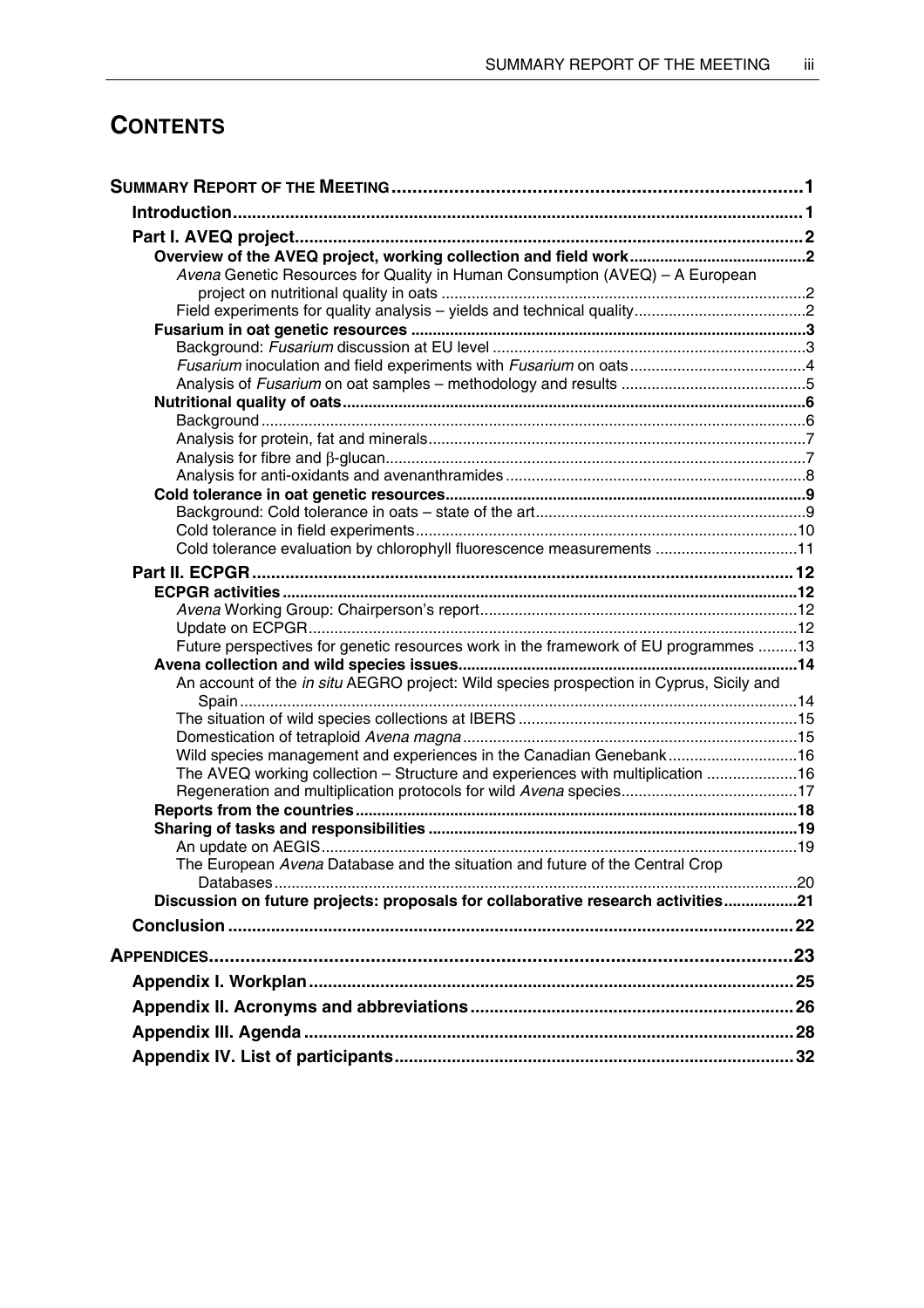# CONTENTS

**SUMMARY REPORT OF THE MEETING** .......... 1

- **Introduction** .......... 1
- **Part I. AVEQ project** .......... 2
  - **Overview of the AVEQ project, working collection and field work** .......... 2
    - *Avena* Genetic Resources for Quality in Human Consumption (AVEQ) – A European project on nutritional quality in oats .......... 2
    - Field experiments for quality analysis – yields and technical quality .......... 2
  - **Fusarium in oat genetic resources** .......... 3
    - Background: *Fusarium* discussion at EU level .......... 3
    - *Fusarium* inoculation and field experiments with *Fusarium* on oats .......... 4
    - Analysis of *Fusarium* on oat samples – methodology and results .......... 5
  - **Nutritional quality of oats** .......... 6
    - Background .......... 6
    - Analysis for protein, fat and minerals .......... 7
    - Analysis for fibre and β-glucan .......... 7
    - Analysis for anti-oxidants and avenanthramides .......... 8
  - **Cold tolerance in oat genetic resources** .......... 9
    - Background: Cold tolerance in oats – state of the art .......... 9
    - Cold tolerance in field experiments .......... 10
    - Cold tolerance evaluation by chlorophyll fluorescence measurements .......... 11
- **Part II. ECPGR** .......... 12
  - **ECPGR activities** .......... 12
    - *Avena* Working Group: Chairperson's report .......... 12
    - Update on ECPGR .......... 12
    - Future perspectives for genetic resources work in the framework of EU programmes .......... 13
  - **Avena collection and wild species issues** .......... 14
    - An account of the *in situ* AEGRO project: Wild species prospection in Cyprus, Sicily and Spain .......... 14
    - The situation of wild species collections at IBERS .......... 15
    - Domestication of tetraploid *Avena magna* .......... 15
    - Wild species management and experiences in the Canadian Genebank .......... 16
    - The AVEQ working collection – Structure and experiences with multiplication .......... 16
    - Regeneration and multiplication protocols for wild *Avena* species .......... 17
  - **Reports from the countries** .......... 18
  - **Sharing of tasks and responsibilities** .......... 19
    - An update on AEGIS .......... 19
    - The European *Avena* Database and the situation and future of the Central Crop Databases .......... 20
  - **Discussion on future projects: proposals for collaborative research activities** .......... 21
- **Conclusion** .......... 22

**APPENDICES** .......... 23

- **Appendix I. Workplan** .......... 25
- **Appendix II. Acronyms and abbreviations** .......... 26
- **Appendix III. Agenda** .......... 28
- **Appendix IV. List of participants** .......... 32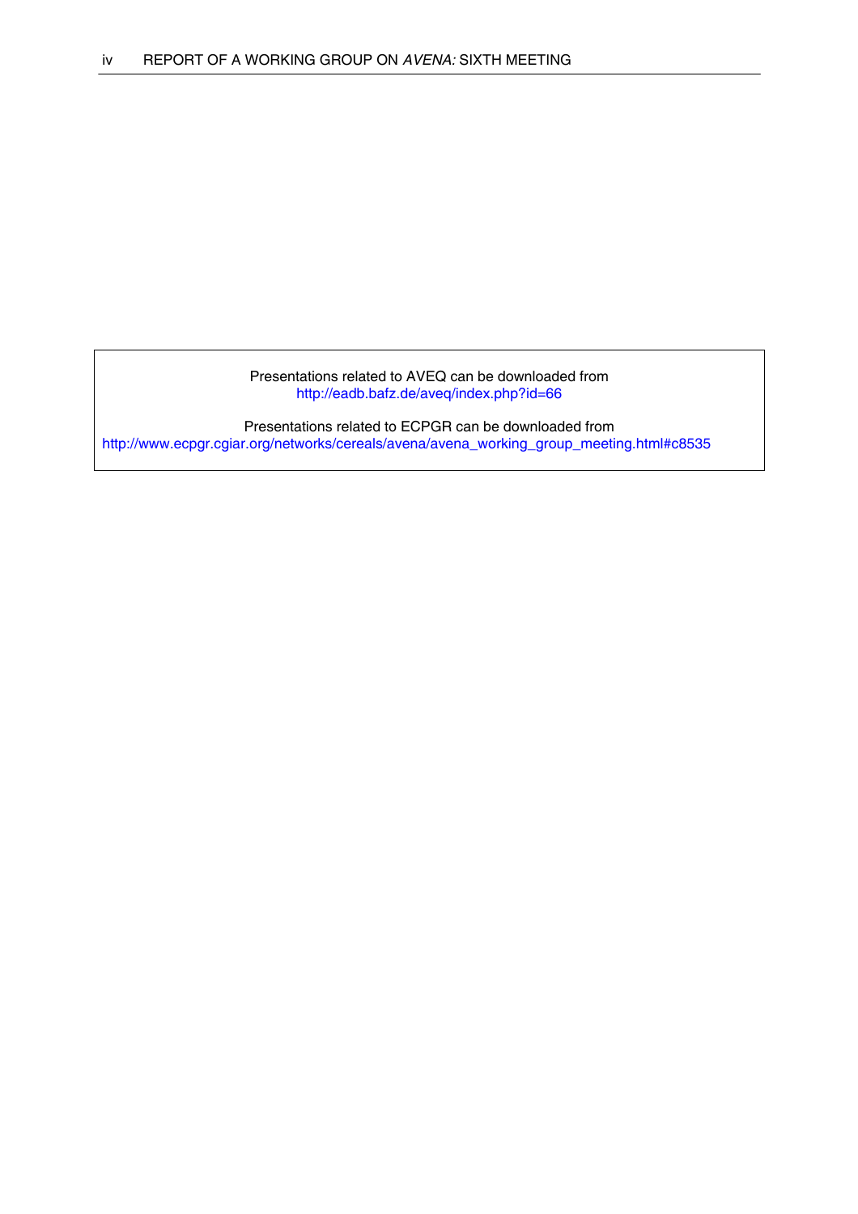Presentations related to AVEQ can be downloaded from
http://eadb.bafz.de/aveq/index.php?id=66

Presentations related to ECPGR can be downloaded from
http://www.ecpgr.cgiar.org/networks/cereals/avena/avena_working_group_meeting.html#c8535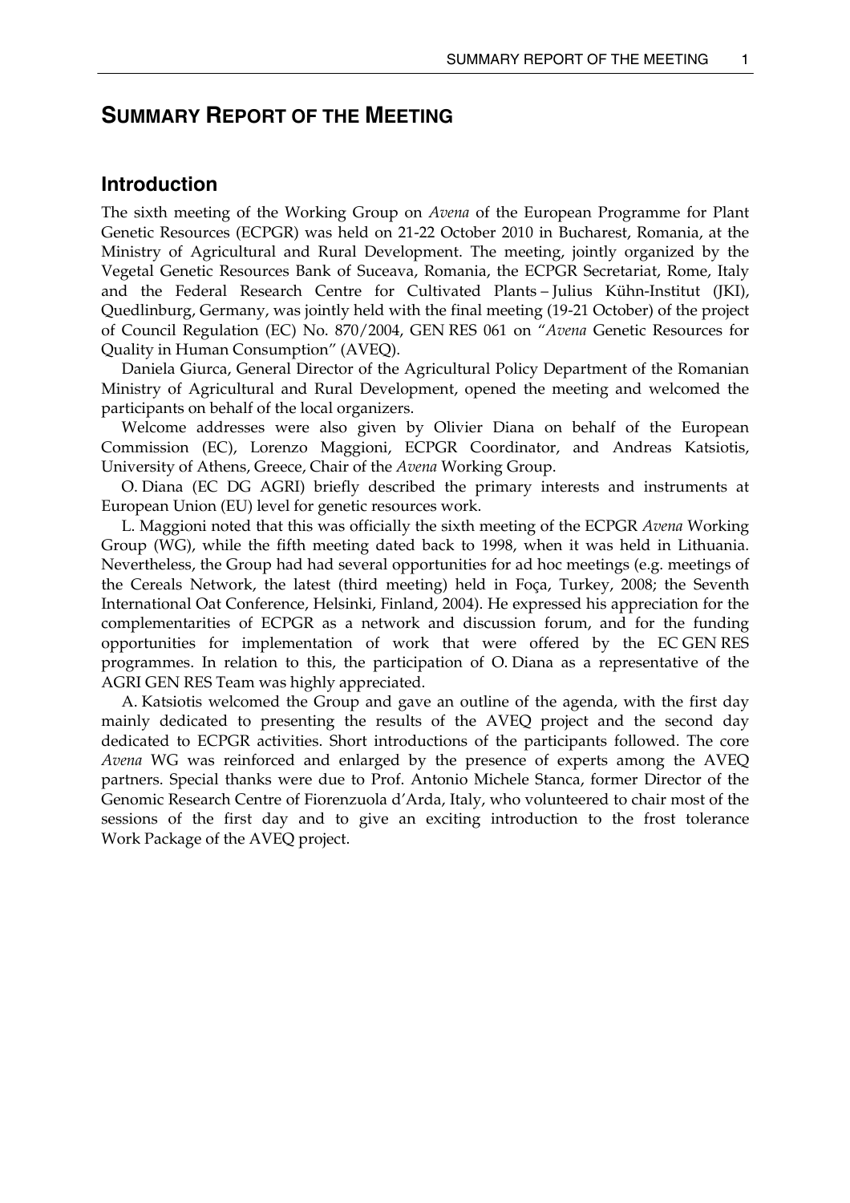# Summary Report of the Meeting

## Introduction

The sixth meeting of the Working Group on *Avena* of the European Programme for Plant Genetic Resources (ECPGR) was held on 21-22 October 2010 in Bucharest, Romania, at the Ministry of Agricultural and Rural Development. The meeting, jointly organized by the Vegetal Genetic Resources Bank of Suceava, Romania, the ECPGR Secretariat, Rome, Italy and the Federal Research Centre for Cultivated Plants – Julius Kühn-Institut (JKI), Quedlinburg, Germany, was jointly held with the final meeting (19-21 October) of the project of Council Regulation (EC) No. 870/2004, GEN RES 061 on "*Avena* Genetic Resources for Quality in Human Consumption" (AVEQ).

Daniela Giurca, General Director of the Agricultural Policy Department of the Romanian Ministry of Agricultural and Rural Development, opened the meeting and welcomed the participants on behalf of the local organizers.

Welcome addresses were also given by Olivier Diana on behalf of the European Commission (EC), Lorenzo Maggioni, ECPGR Coordinator, and Andreas Katsiotis, University of Athens, Greece, Chair of the *Avena* Working Group.

O. Diana (EC DG AGRI) briefly described the primary interests and instruments at European Union (EU) level for genetic resources work.

L. Maggioni noted that this was officially the sixth meeting of the ECPGR *Avena* Working Group (WG), while the fifth meeting dated back to 1998, when it was held in Lithuania. Nevertheless, the Group had had several opportunities for ad hoc meetings (e.g. meetings of the Cereals Network, the latest (third meeting) held in Foça, Turkey, 2008; the Seventh International Oat Conference, Helsinki, Finland, 2004). He expressed his appreciation for the complementarities of ECPGR as a network and discussion forum, and for the funding opportunities for implementation of work that were offered by the EC GEN RES programmes. In relation to this, the participation of O. Diana as a representative of the AGRI GEN RES Team was highly appreciated.

A. Katsiotis welcomed the Group and gave an outline of the agenda, with the first day mainly dedicated to presenting the results of the AVEQ project and the second day dedicated to ECPGR activities. Short introductions of the participants followed. The core *Avena* WG was reinforced and enlarged by the presence of experts among the AVEQ partners. Special thanks were due to Prof. Antonio Michele Stanca, former Director of the Genomic Research Centre of Fiorenzuola d'Arda, Italy, who volunteered to chair most of the sessions of the first day and to give an exciting introduction to the frost tolerance Work Package of the AVEQ project.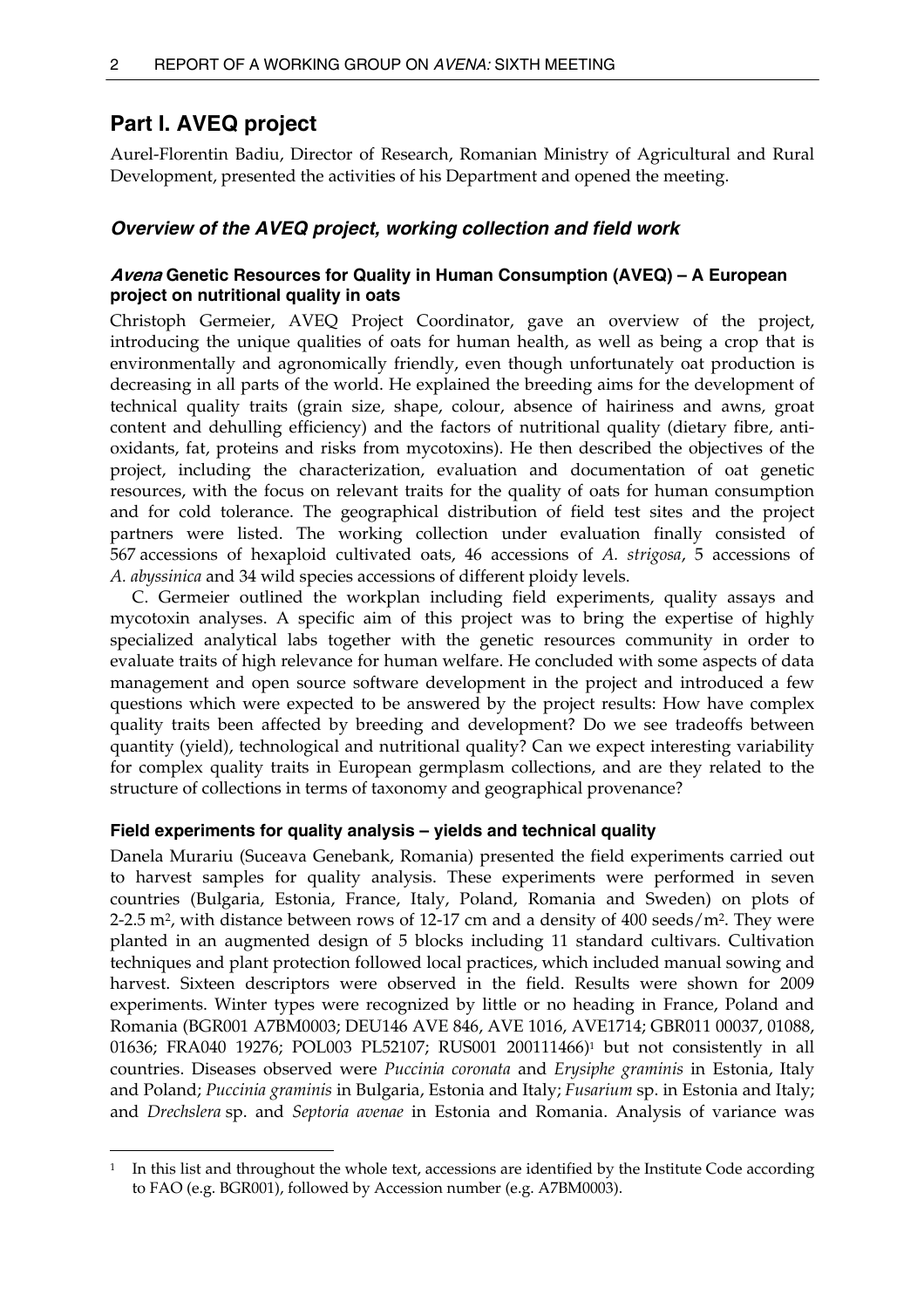# Part I. AVEQ project

Aurel-Florentin Badiu, Director of Research, Romanian Ministry of Agricultural and Rural Development, presented the activities of his Department and opened the meeting.

## *Overview of the AVEQ project, working collection and field work*

### *Avena* Genetic Resources for Quality in Human Consumption (AVEQ) – A European project on nutritional quality in oats

Christoph Germeier, AVEQ Project Coordinator, gave an overview of the project, introducing the unique qualities of oats for human health, as well as being a crop that is environmentally and agronomically friendly, even though unfortunately oat production is decreasing in all parts of the world. He explained the breeding aims for the development of technical quality traits (grain size, shape, colour, absence of hairiness and awns, groat content and dehulling efficiency) and the factors of nutritional quality (dietary fibre, anti-oxidants, fat, proteins and risks from mycotoxins). He then described the objectives of the project, including the characterization, evaluation and documentation of oat genetic resources, with the focus on relevant traits for the quality of oats for human consumption and for cold tolerance. The geographical distribution of field test sites and the project partners were listed. The working collection under evaluation finally consisted of 567 accessions of hexaploid cultivated oats, 46 accessions of *A. strigosa*, 5 accessions of *A. abyssinica* and 34 wild species accessions of different ploidy levels.

C. Germeier outlined the workplan including field experiments, quality assays and mycotoxin analyses. A specific aim of this project was to bring the expertise of highly specialized analytical labs together with the genetic resources community in order to evaluate traits of high relevance for human welfare. He concluded with some aspects of data management and open source software development in the project and introduced a few questions which were expected to be answered by the project results: How have complex quality traits been affected by breeding and development? Do we see tradeoffs between quantity (yield), technological and nutritional quality? Can we expect interesting variability for complex quality traits in European germplasm collections, and are they related to the structure of collections in terms of taxonomy and geographical provenance?

### Field experiments for quality analysis – yields and technical quality

Danela Murariu (Suceava Genebank, Romania) presented the field experiments carried out to harvest samples for quality analysis. These experiments were performed in seven countries (Bulgaria, Estonia, France, Italy, Poland, Romania and Sweden) on plots of 2-2.5 m², with distance between rows of 12-17 cm and a density of 400 seeds/m². They were planted in an augmented design of 5 blocks including 11 standard cultivars. Cultivation techniques and plant protection followed local practices, which included manual sowing and harvest. Sixteen descriptors were observed in the field. Results were shown for 2009 experiments. Winter types were recognized by little or no heading in France, Poland and Romania (BGR001 A7BM0003; DEU146 AVE 846, AVE 1016, AVE1714; GBR011 00037, 01088, 01636; FRA040 19276; POL003 PL52107; RUS001 200111466)[1] but not consistently in all countries. Diseases observed were *Puccinia coronata* and *Erysiphe graminis* in Estonia, Italy and Poland; *Puccinia graminis* in Bulgaria, Estonia and Italy; *Fusarium* sp. in Estonia and Italy; and *Drechslera* sp. and *Septoria avenae* in Estonia and Romania. Analysis of variance was

[1] In this list and throughout the whole text, accessions are identified by the Institute Code according to FAO (e.g. BGR001), followed by Accession number (e.g. A7BM0003).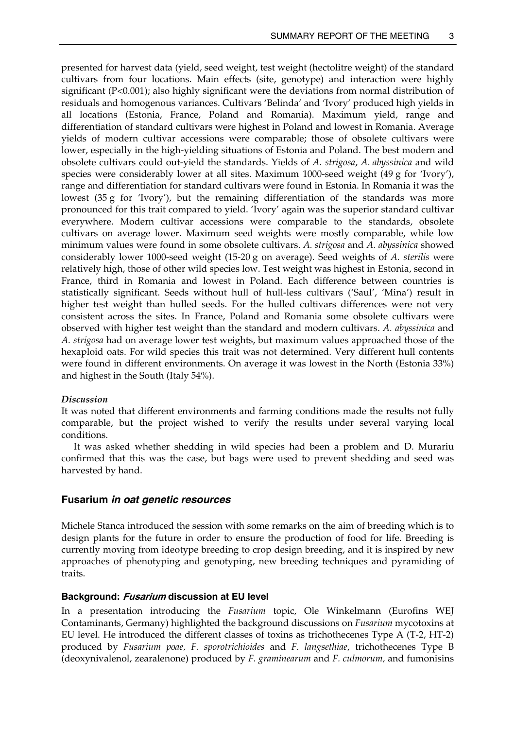presented for harvest data (yield, seed weight, test weight (hectolitre weight) of the standard cultivars from four locations. Main effects (site, genotype) and interaction were highly significant ($P<0.001$); also highly significant were the deviations from normal distribution of residuals and homogenous variances. Cultivars 'Belinda' and 'Ivory' produced high yields in all locations (Estonia, France, Poland and Romania). Maximum yield, range and differentiation of standard cultivars were highest in Poland and lowest in Romania. Average yields of modern cultivar accessions were comparable; those of obsolete cultivars were lower, especially in the high-yielding situations of Estonia and Poland. The best modern and obsolete cultivars could out-yield the standards. Yields of *A. strigosa*, *A. abyssinica* and wild species were considerably lower at all sites. Maximum 1000-seed weight (49 g for 'Ivory'), range and differentiation for standard cultivars were found in Estonia. In Romania it was the lowest (35 g for 'Ivory'), but the remaining differentiation of the standards was more pronounced for this trait compared to yield. 'Ivory' again was the superior standard cultivar everywhere. Modern cultivar accessions were comparable to the standards, obsolete cultivars on average lower. Maximum seed weights were mostly comparable, while low minimum values were found in some obsolete cultivars. *A. strigosa* and *A. abyssinica* showed considerably lower 1000-seed weight (15-20 g on average). Seed weights of *A. sterilis* were relatively high, those of other wild species low. Test weight was highest in Estonia, second in France, third in Romania and lowest in Poland. Each difference between countries is statistically significant. Seeds without hull of hull-less cultivars ('Saul', 'Mina') result in higher test weight than hulled seeds. For the hulled cultivars differences were not very consistent across the sites. In France, Poland and Romania some obsolete cultivars were observed with higher test weight than the standard and modern cultivars. *A. abyssinica* and *A. strigosa* had on average lower test weights, but maximum values approached those of the hexaploid oats. For wild species this trait was not determined. Very different hull contents were found in different environments. On average it was lowest in the North (Estonia 33%) and highest in the South (Italy 54%).

#### *Discussion*

It was noted that different environments and farming conditions made the results not fully comparable, but the project wished to verify the results under several varying local conditions.

It was asked whether shedding in wild species had been a problem and D. Murariu confirmed that this was the case, but bags were used to prevent shedding and seed was harvested by hand.

## Fusarium *in oat genetic resources*

Michele Stanca introduced the session with some remarks on the aim of breeding which is to design plants for the future in order to ensure the production of food for life. Breeding is currently moving from ideotype breeding to crop design breeding, and it is inspired by new approaches of phenotyping and genotyping, new breeding techniques and pyramiding of traits.

### Background: *Fusarium* discussion at EU level

In a presentation introducing the *Fusarium* topic, Ole Winkelmann (Eurofins WEJ Contaminants, Germany) highlighted the background discussions on *Fusarium* mycotoxins at EU level. He introduced the different classes of toxins as trichothecenes Type A (T-2, HT-2) produced by *Fusarium poae, F. sporotrichioides* and *F. langsethiae*, trichothecenes Type B (deoxynivalenol, zearalenone) produced by *F. graminearum* and *F. culmorum,* and fumonisins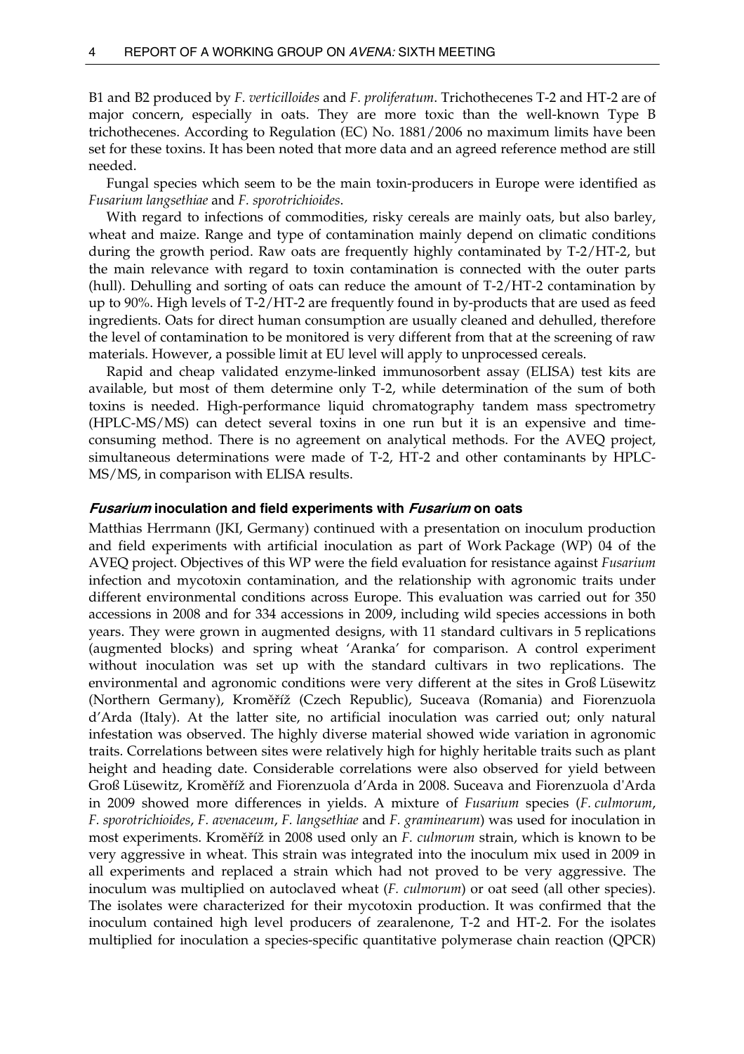B1 and B2 produced by *F. verticilloides* and *F. proliferatum*. Trichothecenes T-2 and HT-2 are of major concern, especially in oats. They are more toxic than the well-known Type B trichothecenes. According to Regulation (EC) No. 1881/2006 no maximum limits have been set for these toxins. It has been noted that more data and an agreed reference method are still needed.

Fungal species which seem to be the main toxin-producers in Europe were identified as *Fusarium langsethiae* and *F. sporotrichioides*.

With regard to infections of commodities, risky cereals are mainly oats, but also barley, wheat and maize. Range and type of contamination mainly depend on climatic conditions during the growth period. Raw oats are frequently highly contaminated by T-2/HT-2, but the main relevance with regard to toxin contamination is connected with the outer parts (hull). Dehulling and sorting of oats can reduce the amount of T-2/HT-2 contamination by up to 90%. High levels of T-2/HT-2 are frequently found in by-products that are used as feed ingredients. Oats for direct human consumption are usually cleaned and dehulled, therefore the level of contamination to be monitored is very different from that at the screening of raw materials. However, a possible limit at EU level will apply to unprocessed cereals.

Rapid and cheap validated enzyme-linked immunosorbent assay (ELISA) test kits are available, but most of them determine only T-2, while determination of the sum of both toxins is needed. High-performance liquid chromatography tandem mass spectrometry (HPLC-MS/MS) can detect several toxins in one run but it is an expensive and time-consuming method. There is no agreement on analytical methods. For the AVEQ project, simultaneous determinations were made of T-2, HT-2 and other contaminants by HPLC-MS/MS, in comparison with ELISA results.

#### ***Fusarium* inoculation and field experiments with *Fusarium* on oats**

Matthias Herrmann (JKI, Germany) continued with a presentation on inoculum production and field experiments with artificial inoculation as part of Work Package (WP) 04 of the AVEQ project. Objectives of this WP were the field evaluation for resistance against *Fusarium* infection and mycotoxin contamination, and the relationship with agronomic traits under different environmental conditions across Europe. This evaluation was carried out for 350 accessions in 2008 and for 334 accessions in 2009, including wild species accessions in both years. They were grown in augmented designs, with 11 standard cultivars in 5 replications (augmented blocks) and spring wheat 'Aranka' for comparison. A control experiment without inoculation was set up with the standard cultivars in two replications. The environmental and agronomic conditions were very different at the sites in Groß Lüsewitz (Northern Germany), Kroměříž (Czech Republic), Suceava (Romania) and Fiorenzuola d'Arda (Italy). At the latter site, no artificial inoculation was carried out; only natural infestation was observed. The highly diverse material showed wide variation in agronomic traits. Correlations between sites were relatively high for highly heritable traits such as plant height and heading date. Considerable correlations were also observed for yield between Groß Lüsewitz, Kroměříž and Fiorenzuola d'Arda in 2008. Suceava and Fiorenzuola d'Arda in 2009 showed more differences in yields. A mixture of *Fusarium* species (*F. culmorum*, *F. sporotrichioides*, *F. avenaceum*, *F. langsethiae* and *F. graminearum*) was used for inoculation in most experiments. Kroměříž in 2008 used only an *F. culmorum* strain, which is known to be very aggressive in wheat. This strain was integrated into the inoculum mix used in 2009 in all experiments and replaced a strain which had not proved to be very aggressive. The inoculum was multiplied on autoclaved wheat (*F. culmorum*) or oat seed (all other species). The isolates were characterized for their mycotoxin production. It was confirmed that the inoculum contained high level producers of zearalenone, T-2 and HT-2. For the isolates multiplied for inoculation a species-specific quantitative polymerase chain reaction (QPCR)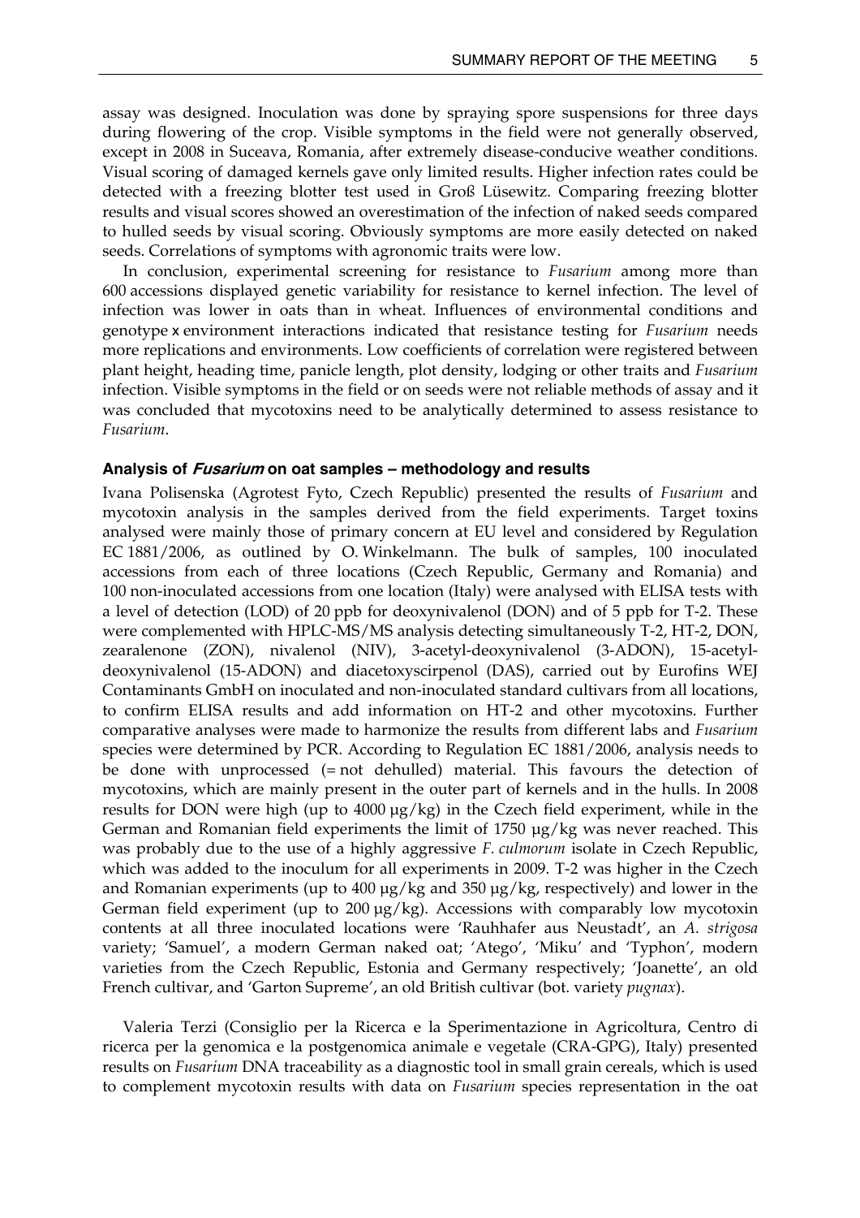assay was designed. Inoculation was done by spraying spore suspensions for three days during flowering of the crop. Visible symptoms in the field were not generally observed, except in 2008 in Suceava, Romania, after extremely disease-conducive weather conditions. Visual scoring of damaged kernels gave only limited results. Higher infection rates could be detected with a freezing blotter test used in Groß Lüsewitz. Comparing freezing blotter results and visual scores showed an overestimation of the infection of naked seeds compared to hulled seeds by visual scoring. Obviously symptoms are more easily detected on naked seeds. Correlations of symptoms with agronomic traits were low.

In conclusion, experimental screening for resistance to *Fusarium* among more than 600 accessions displayed genetic variability for resistance to kernel infection. The level of infection was lower in oats than in wheat. Influences of environmental conditions and genotype x environment interactions indicated that resistance testing for *Fusarium* needs more replications and environments. Low coefficients of correlation were registered between plant height, heading time, panicle length, plot density, lodging or other traits and *Fusarium* infection. Visible symptoms in the field or on seeds were not reliable methods of assay and it was concluded that mycotoxins need to be analytically determined to assess resistance to *Fusarium*.

### Analysis of *Fusarium* on oat samples – methodology and results

Ivana Polisenska (Agrotest Fyto, Czech Republic) presented the results of *Fusarium* and mycotoxin analysis in the samples derived from the field experiments. Target toxins analysed were mainly those of primary concern at EU level and considered by Regulation EC 1881/2006, as outlined by O. Winkelmann. The bulk of samples, 100 inoculated accessions from each of three locations (Czech Republic, Germany and Romania) and 100 non-inoculated accessions from one location (Italy) were analysed with ELISA tests with a level of detection (LOD) of 20 ppb for deoxynivalenol (DON) and of 5 ppb for T-2. These were complemented with HPLC-MS/MS analysis detecting simultaneously T-2, HT-2, DON, zearalenone (ZON), nivalenol (NIV), 3-acetyl-deoxynivalenol (3-ADON), 15-acetyl-deoxynivalenol (15-ADON) and diacetoxyscirpenol (DAS), carried out by Eurofins WEJ Contaminants GmbH on inoculated and non-inoculated standard cultivars from all locations, to confirm ELISA results and add information on HT-2 and other mycotoxins. Further comparative analyses were made to harmonize the results from different labs and *Fusarium* species were determined by PCR. According to Regulation EC 1881/2006, analysis needs to be done with unprocessed (= not dehulled) material. This favours the detection of mycotoxins, which are mainly present in the outer part of kernels and in the hulls. In 2008 results for DON were high (up to 4000 µg/kg) in the Czech field experiment, while in the German and Romanian field experiments the limit of 1750 µg/kg was never reached. This was probably due to the use of a highly aggressive *F. culmorum* isolate in Czech Republic, which was added to the inoculum for all experiments in 2009. T-2 was higher in the Czech and Romanian experiments (up to 400 µg/kg and 350 µg/kg, respectively) and lower in the German field experiment (up to 200 µg/kg). Accessions with comparably low mycotoxin contents at all three inoculated locations were 'Rauhhafer aus Neustadt', an *A. strigosa* variety; 'Samuel', a modern German naked oat; 'Atego', 'Miku' and 'Typhon', modern varieties from the Czech Republic, Estonia and Germany respectively; 'Joanette', an old French cultivar, and 'Garton Supreme', an old British cultivar (bot. variety *pugnax*).

Valeria Terzi (Consiglio per la Ricerca e la Sperimentazione in Agricoltura, Centro di ricerca per la genomica e la postgenomica animale e vegetale (CRA-GPG), Italy) presented results on *Fusarium* DNA traceability as a diagnostic tool in small grain cereals, which is used to complement mycotoxin results with data on *Fusarium* species representation in the oat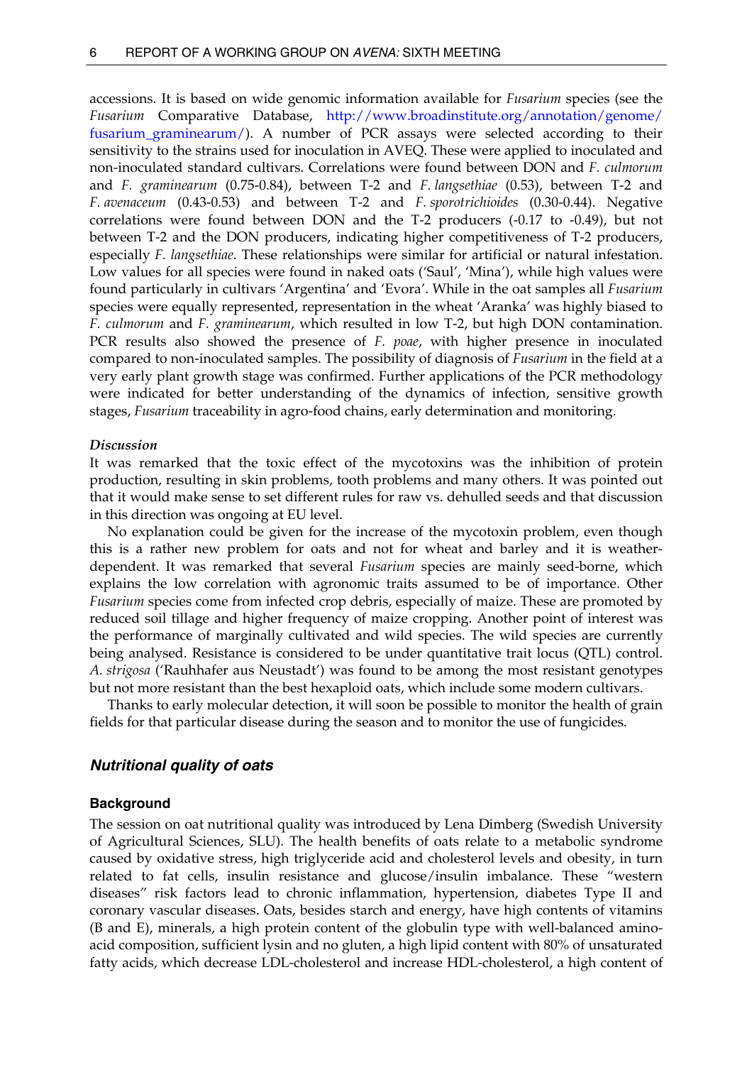accessions. It is based on wide genomic information available for *Fusarium* species (see the *Fusarium* Comparative Database, http://www.broadinstitute.org/annotation/genome/fusarium_graminearum/). A number of PCR assays were selected according to their sensitivity to the strains used for inoculation in AVEQ. These were applied to inoculated and non-inoculated standard cultivars. Correlations were found between DON and *F. culmorum* and *F. graminearum* (0.75-0.84), between T-2 and *F. langsethiae* (0.53), between T-2 and *F. avenaceum* (0.43-0.53) and between T-2 and *F. sporotrichioides* (0.30-0.44). Negative correlations were found between DON and the T-2 producers (-0.17 to -0.49), but not between T-2 and the DON producers, indicating higher competitiveness of T-2 producers, especially *F. langsethiae*. These relationships were similar for artificial or natural infestation. Low values for all species were found in naked oats ('Saul', 'Mina'), while high values were found particularly in cultivars 'Argentina' and 'Evora'. While in the oat samples all *Fusarium* species were equally represented, representation in the wheat 'Aranka' was highly biased to *F. culmorum* and *F. graminearum*, which resulted in low T-2, but high DON contamination. PCR results also showed the presence of *F. poae*, with higher presence in inoculated compared to non-inoculated samples. The possibility of diagnosis of *Fusarium* in the field at a very early plant growth stage was confirmed. Further applications of the PCR methodology were indicated for better understanding of the dynamics of infection, sensitive growth stages, *Fusarium* traceability in agro-food chains, early determination and monitoring.

#### *Discussion*

It was remarked that the toxic effect of the mycotoxins was the inhibition of protein production, resulting in skin problems, tooth problems and many others. It was pointed out that it would make sense to set different rules for raw vs. dehulled seeds and that discussion in this direction was ongoing at EU level.

No explanation could be given for the increase of the mycotoxin problem, even though this is a rather new problem for oats and not for wheat and barley and it is weather-dependent. It was remarked that several *Fusarium* species are mainly seed-borne, which explains the low correlation with agronomic traits assumed to be of importance. Other *Fusarium* species come from infected crop debris, especially of maize. These are promoted by reduced soil tillage and higher frequency of maize cropping. Another point of interest was the performance of marginally cultivated and wild species. The wild species are currently being analysed. Resistance is considered to be under quantitative trait locus (QTL) control. *A. strigosa* ('Rauhhafer aus Neustadt') was found to be among the most resistant genotypes but not more resistant than the best hexaploid oats, which include some modern cultivars.

Thanks to early molecular detection, it will soon be possible to monitor the health of grain fields for that particular disease during the season and to monitor the use of fungicides.

## *Nutritional quality of oats*

### Background

The session on oat nutritional quality was introduced by Lena Dimberg (Swedish University of Agricultural Sciences, SLU). The health benefits of oats relate to a metabolic syndrome caused by oxidative stress, high triglyceride acid and cholesterol levels and obesity, in turn related to fat cells, insulin resistance and glucose/insulin imbalance. These "western diseases" risk factors lead to chronic inflammation, hypertension, diabetes Type II and coronary vascular diseases. Oats, besides starch and energy, have high contents of vitamins (B and E), minerals, a high protein content of the globulin type with well-balanced amino-acid composition, sufficient lysin and no gluten, a high lipid content with 80% of unsaturated fatty acids, which decrease LDL-cholesterol and increase HDL-cholesterol, a high content of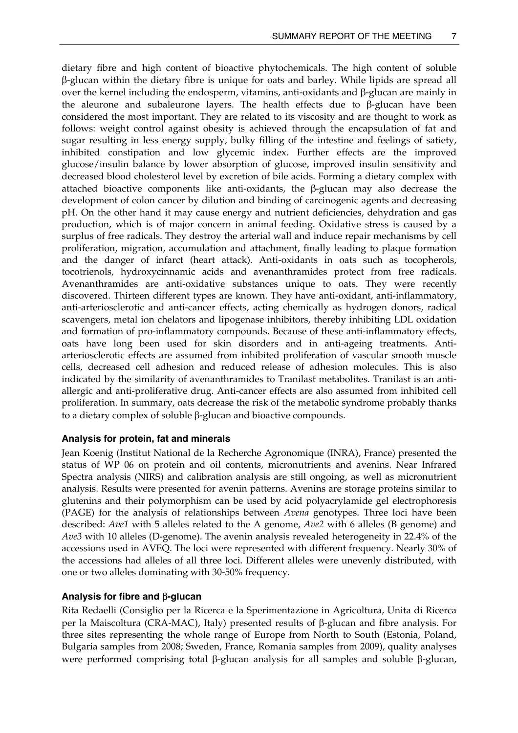dietary fibre and high content of bioactive phytochemicals. The high content of soluble β-glucan within the dietary fibre is unique for oats and barley. While lipids are spread all over the kernel including the endosperm, vitamins, anti-oxidants and β-glucan are mainly in the aleurone and subaleurone layers. The health effects due to β-glucan have been considered the most important. They are related to its viscosity and are thought to work as follows: weight control against obesity is achieved through the encapsulation of fat and sugar resulting in less energy supply, bulky filling of the intestine and feelings of satiety, inhibited constipation and low glycemic index. Further effects are the improved glucose/insulin balance by lower absorption of glucose, improved insulin sensitivity and decreased blood cholesterol level by excretion of bile acids. Forming a dietary complex with attached bioactive components like anti-oxidants, the β-glucan may also decrease the development of colon cancer by dilution and binding of carcinogenic agents and decreasing pH. On the other hand it may cause energy and nutrient deficiencies, dehydration and gas production, which is of major concern in animal feeding. Oxidative stress is caused by a surplus of free radicals. They destroy the arterial wall and induce repair mechanisms by cell proliferation, migration, accumulation and attachment, finally leading to plaque formation and the danger of infarct (heart attack). Anti-oxidants in oats such as tocopherols, tocotrienols, hydroxycinnamic acids and avenanthramides protect from free radicals. Avenanthramides are anti-oxidative substances unique to oats. They were recently discovered. Thirteen different types are known. They have anti-oxidant, anti-inflammatory, anti-arteriosclerotic and anti-cancer effects, acting chemically as hydrogen donors, radical scavengers, metal ion chelators and lipogenase inhibitors, thereby inhibiting LDL oxidation and formation of pro-inflammatory compounds. Because of these anti-inflammatory effects, oats have long been used for skin disorders and in anti-ageing treatments. Anti-arteriosclerotic effects are assumed from inhibited proliferation of vascular smooth muscle cells, decreased cell adhesion and reduced release of adhesion molecules. This is also indicated by the similarity of avenanthramides to Tranilast metabolites. Tranilast is an anti-allergic and anti-proliferative drug. Anti-cancer effects are also assumed from inhibited cell proliferation. In summary, oats decrease the risk of the metabolic syndrome probably thanks to a dietary complex of soluble β-glucan and bioactive compounds.

### Analysis for protein, fat and minerals

Jean Koenig (Institut National de la Recherche Agronomique (INRA), France) presented the status of WP 06 on protein and oil contents, micronutrients and avenins. Near Infrared Spectra analysis (NIRS) and calibration analysis are still ongoing, as well as micronutrient analysis. Results were presented for avenin patterns. Avenins are storage proteins similar to glutenins and their polymorphism can be used by acid polyacrylamide gel electrophoresis (PAGE) for the analysis of relationships between *Avena* genotypes. Three loci have been described: *Ave1* with 5 alleles related to the A genome, *Ave2* with 6 alleles (B genome) and *Ave3* with 10 alleles (D-genome). The avenin analysis revealed heterogeneity in 22.4% of the accessions used in AVEQ. The loci were represented with different frequency. Nearly 30% of the accessions had alleles of all three loci. Different alleles were unevenly distributed, with one or two alleles dominating with 30-50% frequency.

### Analysis for fibre and β-glucan

Rita Redaelli (Consiglio per la Ricerca e la Sperimentazione in Agricoltura, Unita di Ricerca per la Maiscoltura (CRA-MAC), Italy) presented results of β-glucan and fibre analysis. For three sites representing the whole range of Europe from North to South (Estonia, Poland, Bulgaria samples from 2008; Sweden, France, Romania samples from 2009), quality analyses were performed comprising total β-glucan analysis for all samples and soluble β-glucan,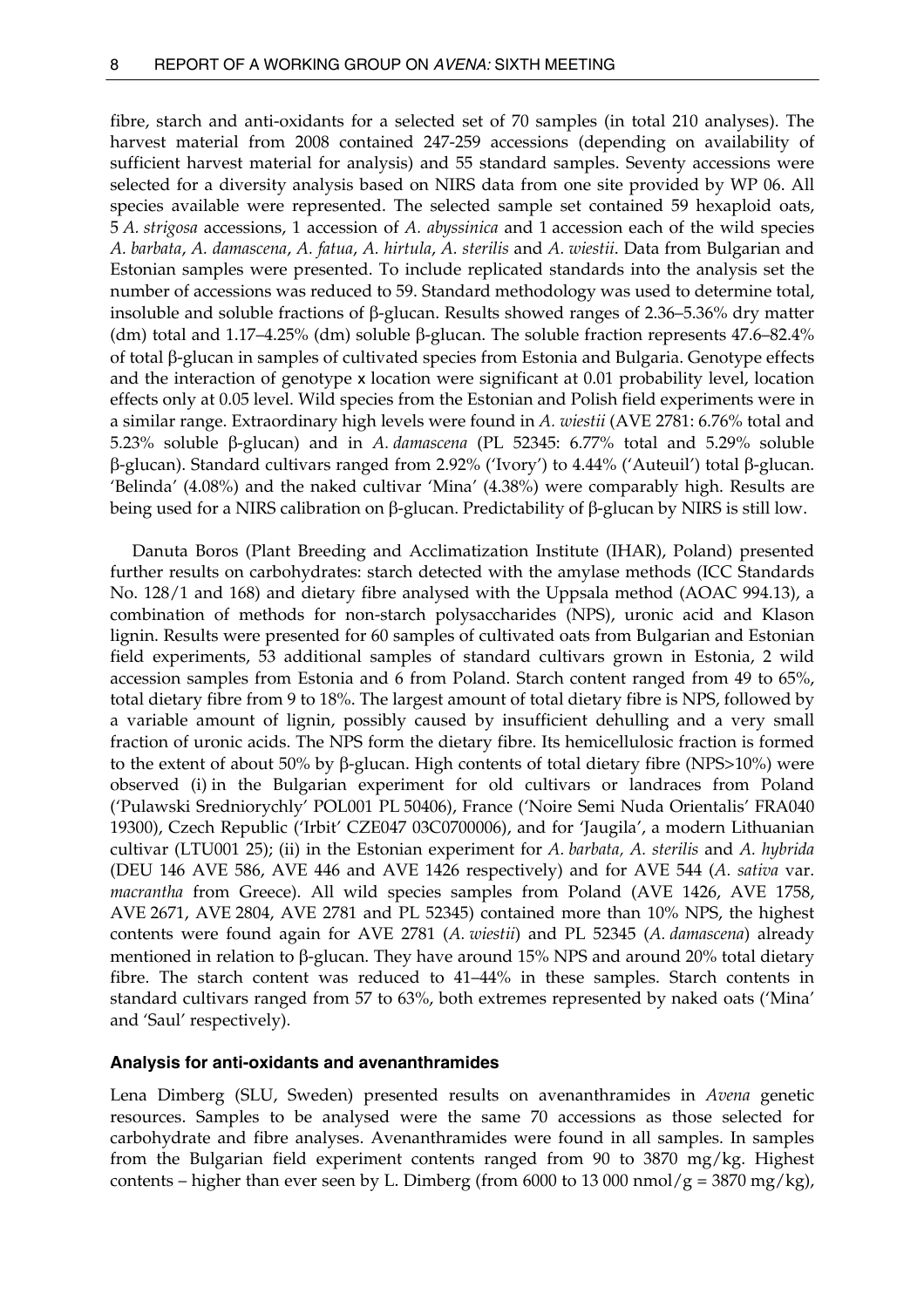fibre, starch and anti-oxidants for a selected set of 70 samples (in total 210 analyses). The harvest material from 2008 contained 247-259 accessions (depending on availability of sufficient harvest material for analysis) and 55 standard samples. Seventy accessions were selected for a diversity analysis based on NIRS data from one site provided by WP 06. All species available were represented. The selected sample set contained 59 hexaploid oats, 5 *A. strigosa* accessions, 1 accession of *A. abyssinica* and 1 accession each of the wild species *A. barbata*, *A. damascena*, *A. fatua*, *A. hirtula*, *A. sterilis* and *A. wiestii*. Data from Bulgarian and Estonian samples were presented. To include replicated standards into the analysis set the number of accessions was reduced to 59. Standard methodology was used to determine total, insoluble and soluble fractions of β-glucan. Results showed ranges of 2.36–5.36% dry matter (dm) total and 1.17–4.25% (dm) soluble β-glucan. The soluble fraction represents 47.6–82.4% of total β-glucan in samples of cultivated species from Estonia and Bulgaria. Genotype effects and the interaction of genotype x location were significant at 0.01 probability level, location effects only at 0.05 level. Wild species from the Estonian and Polish field experiments were in a similar range. Extraordinary high levels were found in *A. wiestii* (AVE 2781: 6.76% total and 5.23% soluble β-glucan) and in *A. damascena* (PL 52345: 6.77% total and 5.29% soluble β-glucan). Standard cultivars ranged from 2.92% ('Ivory') to 4.44% ('Auteuil') total β-glucan. 'Belinda' (4.08%) and the naked cultivar 'Mina' (4.38%) were comparably high. Results are being used for a NIRS calibration on β-glucan. Predictability of β-glucan by NIRS is still low.

Danuta Boros (Plant Breeding and Acclimatization Institute (IHAR), Poland) presented further results on carbohydrates: starch detected with the amylase methods (ICC Standards No. 128/1 and 168) and dietary fibre analysed with the Uppsala method (AOAC 994.13), a combination of methods for non-starch polysaccharides (NPS), uronic acid and Klason lignin. Results were presented for 60 samples of cultivated oats from Bulgarian and Estonian field experiments, 53 additional samples of standard cultivars grown in Estonia, 2 wild accession samples from Estonia and 6 from Poland. Starch content ranged from 49 to 65%, total dietary fibre from 9 to 18%. The largest amount of total dietary fibre is NPS, followed by a variable amount of lignin, possibly caused by insufficient dehulling and a very small fraction of uronic acids. The NPS form the dietary fibre. Its hemicellulosic fraction is formed to the extent of about 50% by β-glucan. High contents of total dietary fibre (NPS>10%) were observed (i) in the Bulgarian experiment for old cultivars or landraces from Poland ('Pulawski Sredniorychly' POL001 PL 50406), France ('Noire Semi Nuda Orientalis' FRA040 19300), Czech Republic ('Irbit' CZE047 03C0700006), and for 'Jaugila', a modern Lithuanian cultivar (LTU001 25); (ii) in the Estonian experiment for *A. barbata, A. sterilis* and *A. hybrida* (DEU 146 AVE 586, AVE 446 and AVE 1426 respectively) and for AVE 544 (*A. sativa* var. *macrantha* from Greece). All wild species samples from Poland (AVE 1426, AVE 1758, AVE 2671, AVE 2804, AVE 2781 and PL 52345) contained more than 10% NPS, the highest contents were found again for AVE 2781 (*A. wiestii*) and PL 52345 (*A. damascena*) already mentioned in relation to β-glucan. They have around 15% NPS and around 20% total dietary fibre. The starch content was reduced to 41–44% in these samples. Starch contents in standard cultivars ranged from 57 to 63%, both extremes represented by naked oats ('Mina' and 'Saul' respectively).

### Analysis for anti-oxidants and avenanthramides

Lena Dimberg (SLU, Sweden) presented results on avenanthramides in *Avena* genetic resources. Samples to be analysed were the same 70 accessions as those selected for carbohydrate and fibre analyses. Avenanthramides were found in all samples. In samples from the Bulgarian field experiment contents ranged from 90 to 3870 mg/kg. Highest contents – higher than ever seen by L. Dimberg (from 6000 to 13 000 nmol/g = 3870 mg/kg),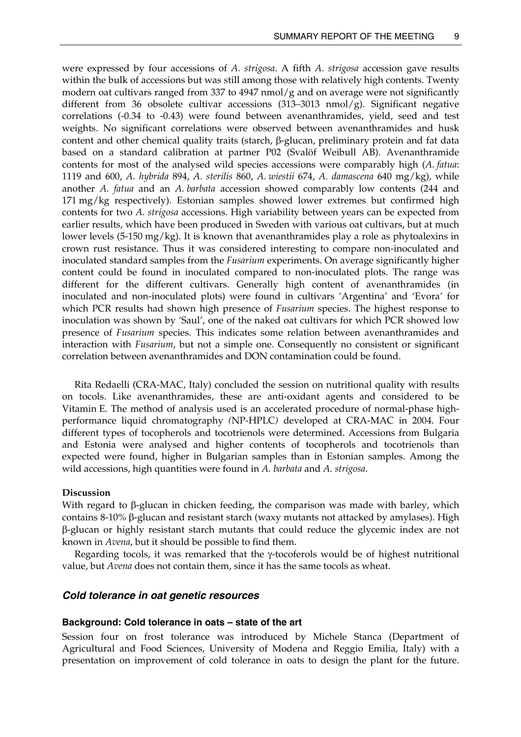were expressed by four accessions of *A. strigosa*. A fifth *A. strigosa* accession gave results within the bulk of accessions but was still among those with relatively high contents. Twenty modern oat cultivars ranged from 337 to 4947 nmol/g and on average were not significantly different from 36 obsolete cultivar accessions (313–3013 nmol/g). Significant negative correlations (-0.34 to -0.43) were found between avenanthramides, yield, seed and test weights. No significant correlations were observed between avenanthramides and husk content and other chemical quality traits (starch, β-glucan, preliminary protein and fat data based on a standard calibration at partner P02 (Svalöf Weibull AB). Avenanthramide contents for most of the analysed wild species accessions were comparably high (*A. fatua*: 1119 and 600, *A. hybrida* 894, *A. sterilis* 860, *A. wiestii* 674, *A. damascena* 640 mg/kg), while another *A. fatua* and an *A. barbata* accession showed comparably low contents (244 and 171 mg/kg respectively). Estonian samples showed lower extremes but confirmed high contents for two *A. strigosa* accessions. High variability between years can be expected from earlier results, which have been produced in Sweden with various oat cultivars, but at much lower levels (5-150 mg/kg). It is known that avenanthramides play a role as phytoalexins in crown rust resistance. Thus it was considered interesting to compare non-inoculated and inoculated standard samples from the *Fusarium* experiments. On average significantly higher content could be found in inoculated compared to non-inoculated plots. The range was different for the different cultivars. Generally high content of avenanthramides (in inoculated and non-inoculated plots) were found in cultivars 'Argentina' and 'Evora' for which PCR results had shown high presence of *Fusarium* species. The highest response to inoculation was shown by 'Saul', one of the naked oat cultivars for which PCR showed low presence of *Fusarium* species. This indicates some relation between avenanthramides and interaction with *Fusarium*, but not a simple one. Consequently no consistent or significant correlation between avenanthramides and DON contamination could be found.

Rita Redaelli (CRA-MAC, Italy) concluded the session on nutritional quality with results on tocols. Like avenanthramides, these are anti-oxidant agents and considered to be Vitamin E. The method of analysis used is an accelerated procedure of normal-phase high-performance liquid chromatography (NP-HPLC) developed at CRA-MAC in 2004. Four different types of tocopherols and tocotrienols were determined. Accessions from Bulgaria and Estonia were analysed and higher contents of tocopherols and tocotrienols than expected were found, higher in Bulgarian samples than in Estonian samples. Among the wild accessions, high quantities were found in *A. barbata* and *A. strigosa*.

**Discussion**

With regard to β-glucan in chicken feeding, the comparison was made with barley, which contains 8-10% β-glucan and resistant starch (waxy mutants not attacked by amylases). High β-glucan or highly resistant starch mutants that could reduce the glycemic index are not known in *Avena*, but it should be possible to find them.

Regarding tocols, it was remarked that the γ-tocoferols would be of highest nutritional value, but *Avena* does not contain them, since it has the same tocols as wheat.

## *Cold tolerance in oat genetic resources*

### Background: Cold tolerance in oats – state of the art

Session four on frost tolerance was introduced by Michele Stanca (Department of Agricultural and Food Sciences, University of Modena and Reggio Emilia, Italy) with a presentation on improvement of cold tolerance in oats to design the plant for the future.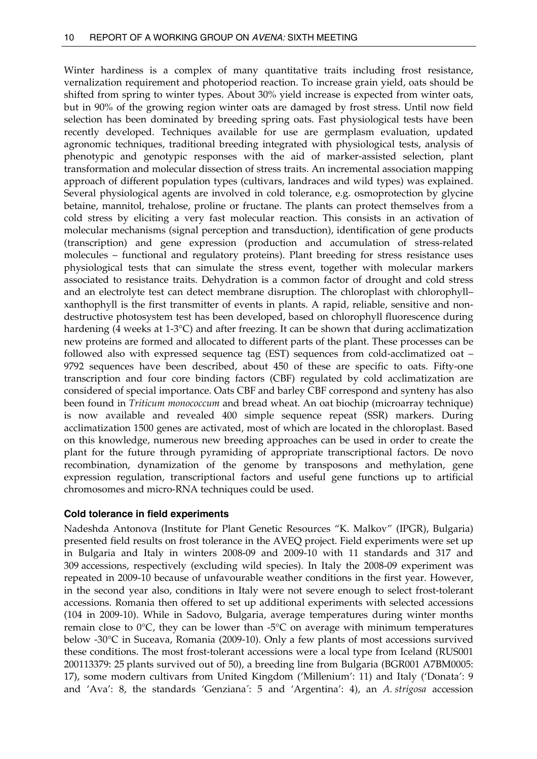Winter hardiness is a complex of many quantitative traits including frost resistance, vernalization requirement and photoperiod reaction. To increase grain yield, oats should be shifted from spring to winter types. About 30% yield increase is expected from winter oats, but in 90% of the growing region winter oats are damaged by frost stress. Until now field selection has been dominated by breeding spring oats. Fast physiological tests have been recently developed. Techniques available for use are germplasm evaluation, updated agronomic techniques, traditional breeding integrated with physiological tests, analysis of phenotypic and genotypic responses with the aid of marker-assisted selection, plant transformation and molecular dissection of stress traits. An incremental association mapping approach of different population types (cultivars, landraces and wild types) was explained. Several physiological agents are involved in cold tolerance, e.g. osmoprotection by glycine betaine, mannitol, trehalose, proline or fructane. The plants can protect themselves from a cold stress by eliciting a very fast molecular reaction. This consists in an activation of molecular mechanisms (signal perception and transduction), identification of gene products (transcription) and gene expression (production and accumulation of stress-related molecules – functional and regulatory proteins). Plant breeding for stress resistance uses physiological tests that can simulate the stress event, together with molecular markers associated to resistance traits. Dehydration is a common factor of drought and cold stress and an electrolyte test can detect membrane disruption. The chloroplast with chlorophyll–xanthophyll is the first transmitter of events in plants. A rapid, reliable, sensitive and non-destructive photosystem test has been developed, based on chlorophyll fluorescence during hardening (4 weeks at 1-3°C) and after freezing. It can be shown that during acclimatization new proteins are formed and allocated to different parts of the plant. These processes can be followed also with expressed sequence tag (EST) sequences from cold-acclimatized oat – 9792 sequences have been described, about 450 of these are specific to oats. Fifty-one transcription and four core binding factors (CBF) regulated by cold acclimatization are considered of special importance. Oats CBF and barley CBF correspond and synteny has also been found in *Triticum monococcum* and bread wheat. An oat biochip (microarray technique) is now available and revealed 400 simple sequence repeat (SSR) markers. During acclimatization 1500 genes are activated, most of which are located in the chloroplast. Based on this knowledge, numerous new breeding approaches can be used in order to create the plant for the future through pyramiding of appropriate transcriptional factors. De novo recombination, dynamization of the genome by transposons and methylation, gene expression regulation, transcriptional factors and useful gene functions up to artificial chromosomes and micro-RNA techniques could be used.

### Cold tolerance in field experiments

Nadeshda Antonova (Institute for Plant Genetic Resources "K. Malkov" (IPGR), Bulgaria) presented field results on frost tolerance in the AVEQ project. Field experiments were set up in Bulgaria and Italy in winters 2008-09 and 2009-10 with 11 standards and 317 and 309 accessions, respectively (excluding wild species). In Italy the 2008-09 experiment was repeated in 2009-10 because of unfavourable weather conditions in the first year. However, in the second year also, conditions in Italy were not severe enough to select frost-tolerant accessions. Romania then offered to set up additional experiments with selected accessions (104 in 2009-10). While in Sadovo, Bulgaria, average temperatures during winter months remain close to 0°C, they can be lower than -5°C on average with minimum temperatures below -30°C in Suceava, Romania (2009-10). Only a few plants of most accessions survived these conditions. The most frost-tolerant accessions were a local type from Iceland (RUS001 200113379: 25 plants survived out of 50), a breeding line from Bulgaria (BGR001 A7BM0005: 17), some modern cultivars from United Kingdom ('Millenium': 11) and Italy ('Donata': 9 and 'Ava': 8, the standards 'Genziana': 5 and 'Argentina': 4), an *A. strigosa* accession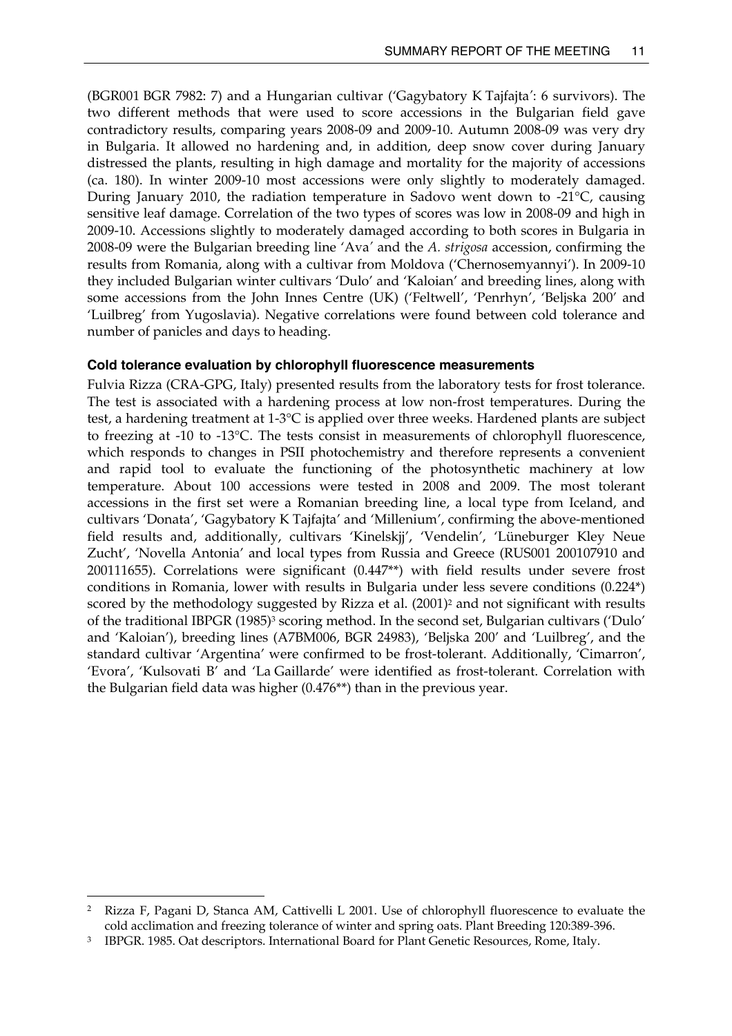(BGR001 BGR 7982: 7) and a Hungarian cultivar ('Gagybatory K Tajfajta': 6 survivors). The two different methods that were used to score accessions in the Bulgarian field gave contradictory results, comparing years 2008-09 and 2009-10. Autumn 2008-09 was very dry in Bulgaria. It allowed no hardening and, in addition, deep snow cover during January distressed the plants, resulting in high damage and mortality for the majority of accessions (ca. 180). In winter 2009-10 most accessions were only slightly to moderately damaged. During January 2010, the radiation temperature in Sadovo went down to -21°C, causing sensitive leaf damage. Correlation of the two types of scores was low in 2008-09 and high in 2009-10. Accessions slightly to moderately damaged according to both scores in Bulgaria in 2008-09 were the Bulgarian breeding line 'Ava' and the *A. strigosa* accession, confirming the results from Romania, along with a cultivar from Moldova ('Chernosemyannyi'). In 2009-10 they included Bulgarian winter cultivars 'Dulo' and 'Kaloian' and breeding lines, along with some accessions from the John Innes Centre (UK) ('Feltwell', 'Penrhyn', 'Beljska 200' and 'Luilbreg' from Yugoslavia). Negative correlations were found between cold tolerance and number of panicles and days to heading.

### Cold tolerance evaluation by chlorophyll fluorescence measurements

Fulvia Rizza (CRA-GPG, Italy) presented results from the laboratory tests for frost tolerance. The test is associated with a hardening process at low non-frost temperatures. During the test, a hardening treatment at 1-3°C is applied over three weeks. Hardened plants are subject to freezing at -10 to -13°C. The tests consist in measurements of chlorophyll fluorescence, which responds to changes in PSII photochemistry and therefore represents a convenient and rapid tool to evaluate the functioning of the photosynthetic machinery at low temperature. About 100 accessions were tested in 2008 and 2009. The most tolerant accessions in the first set were a Romanian breeding line, a local type from Iceland, and cultivars 'Donata', 'Gagybatory K Tajfajta' and 'Millenium', confirming the above-mentioned field results and, additionally, cultivars 'Kinelskjj', 'Vendelin', 'Lüneburger Kley Neue Zucht', 'Novella Antonia' and local types from Russia and Greece (RUS001 200107910 and 200111655). Correlations were significant (0.447**) with field results under severe frost conditions in Romania, lower with results in Bulgaria under less severe conditions (0.224*) scored by the methodology suggested by Rizza et al. (2001)[2] and not significant with results of the traditional IBPGR (1985)[3] scoring method. In the second set, Bulgarian cultivars ('Dulo' and 'Kaloian'), breeding lines (A7BM006, BGR 24983), 'Beljska 200' and 'Luilbreg', and the standard cultivar 'Argentina' were confirmed to be frost-tolerant. Additionally, 'Cimarron', 'Evora', 'Kulsovati B' and 'La Gaillarde' were identified as frost-tolerant. Correlation with the Bulgarian field data was higher (0.476**) than in the previous year.

---

[2] Rizza F, Pagani D, Stanca AM, Cattivelli L 2001. Use of chlorophyll fluorescence to evaluate the cold acclimation and freezing tolerance of winter and spring oats. Plant Breeding 120:389-396.

[3] IBPGR. 1985. Oat descriptors. International Board for Plant Genetic Resources, Rome, Italy.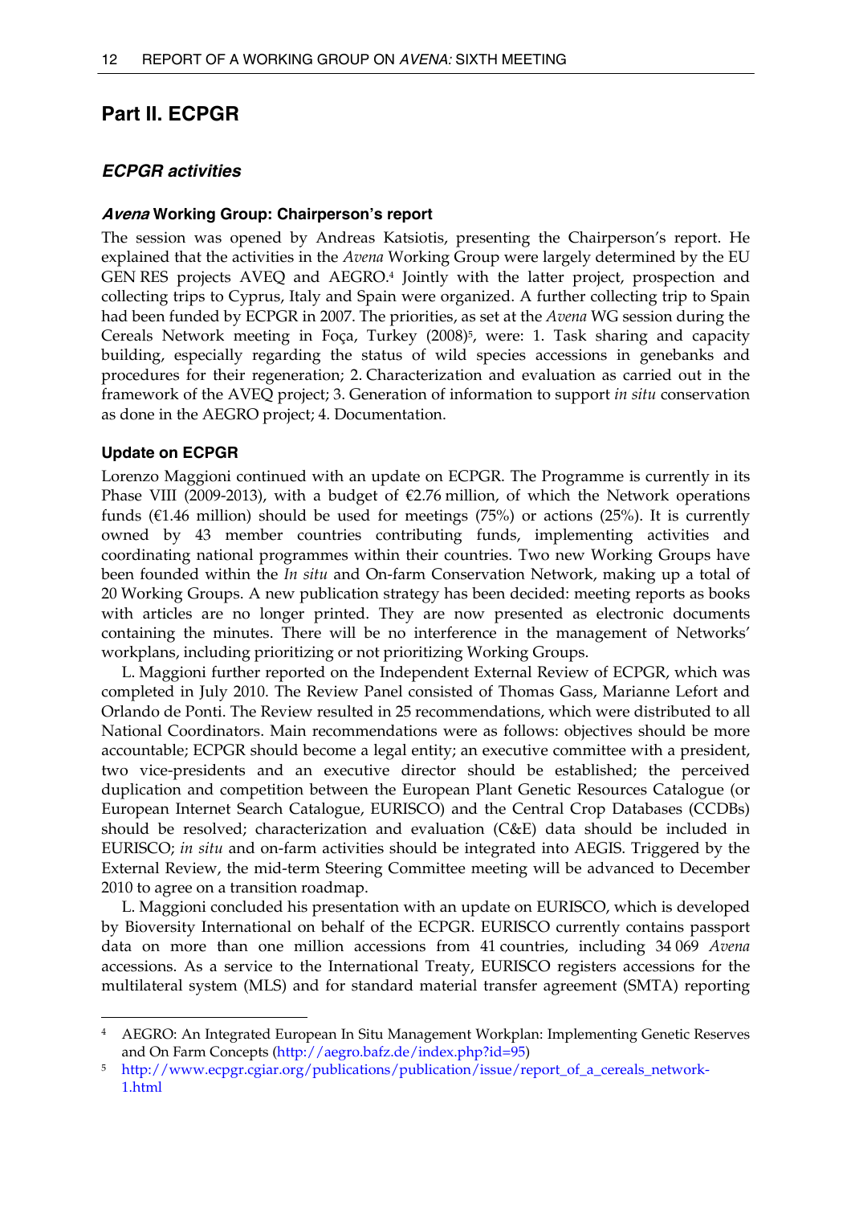# Part II. ECPGR

## *ECPGR activities*

### *Avena* Working Group: Chairperson's report

The session was opened by Andreas Katsiotis, presenting the Chairperson's report. He explained that the activities in the *Avena* Working Group were largely determined by the EU GEN RES projects AVEQ and AEGRO.[4] Jointly with the latter project, prospection and collecting trips to Cyprus, Italy and Spain were organized. A further collecting trip to Spain had been funded by ECPGR in 2007. The priorities, as set at the *Avena* WG session during the Cereals Network meeting in Foça, Turkey (2008)[5], were: 1. Task sharing and capacity building, especially regarding the status of wild species accessions in genebanks and procedures for their regeneration; 2. Characterization and evaluation as carried out in the framework of the AVEQ project; 3. Generation of information to support *in situ* conservation as done in the AEGRO project; 4. Documentation.

### Update on ECPGR

Lorenzo Maggioni continued with an update on ECPGR. The Programme is currently in its Phase VIII (2009-2013), with a budget of €2.76 million, of which the Network operations funds (€1.46 million) should be used for meetings (75%) or actions (25%). It is currently owned by 43 member countries contributing funds, implementing activities and coordinating national programmes within their countries. Two new Working Groups have been founded within the *In situ* and On-farm Conservation Network, making up a total of 20 Working Groups. A new publication strategy has been decided: meeting reports as books with articles are no longer printed. They are now presented as electronic documents containing the minutes. There will be no interference in the management of Networks' workplans, including prioritizing or not prioritizing Working Groups.

L. Maggioni further reported on the Independent External Review of ECPGR, which was completed in July 2010. The Review Panel consisted of Thomas Gass, Marianne Lefort and Orlando de Ponti. The Review resulted in 25 recommendations, which were distributed to all National Coordinators. Main recommendations were as follows: objectives should be more accountable; ECPGR should become a legal entity; an executive committee with a president, two vice-presidents and an executive director should be established; the perceived duplication and competition between the European Plant Genetic Resources Catalogue (or European Internet Search Catalogue, EURISCO) and the Central Crop Databases (CCDBs) should be resolved; characterization and evaluation (C&E) data should be included in EURISCO; *in situ* and on-farm activities should be integrated into AEGIS. Triggered by the External Review, the mid-term Steering Committee meeting will be advanced to December 2010 to agree on a transition roadmap.

L. Maggioni concluded his presentation with an update on EURISCO, which is developed by Bioversity International on behalf of the ECPGR. EURISCO currently contains passport data on more than one million accessions from 41 countries, including 34 069 *Avena* accessions. As a service to the International Treaty, EURISCO registers accessions for the multilateral system (MLS) and for standard material transfer agreement (SMTA) reporting

---

[4] AEGRO: An Integrated European In Situ Management Workplan: Implementing Genetic Reserves and On Farm Concepts (http://aegro.bafz.de/index.php?id=95)

[5] http://www.ecpgr.cgiar.org/publications/publication/issue/report_of_a_cereals_network-1.html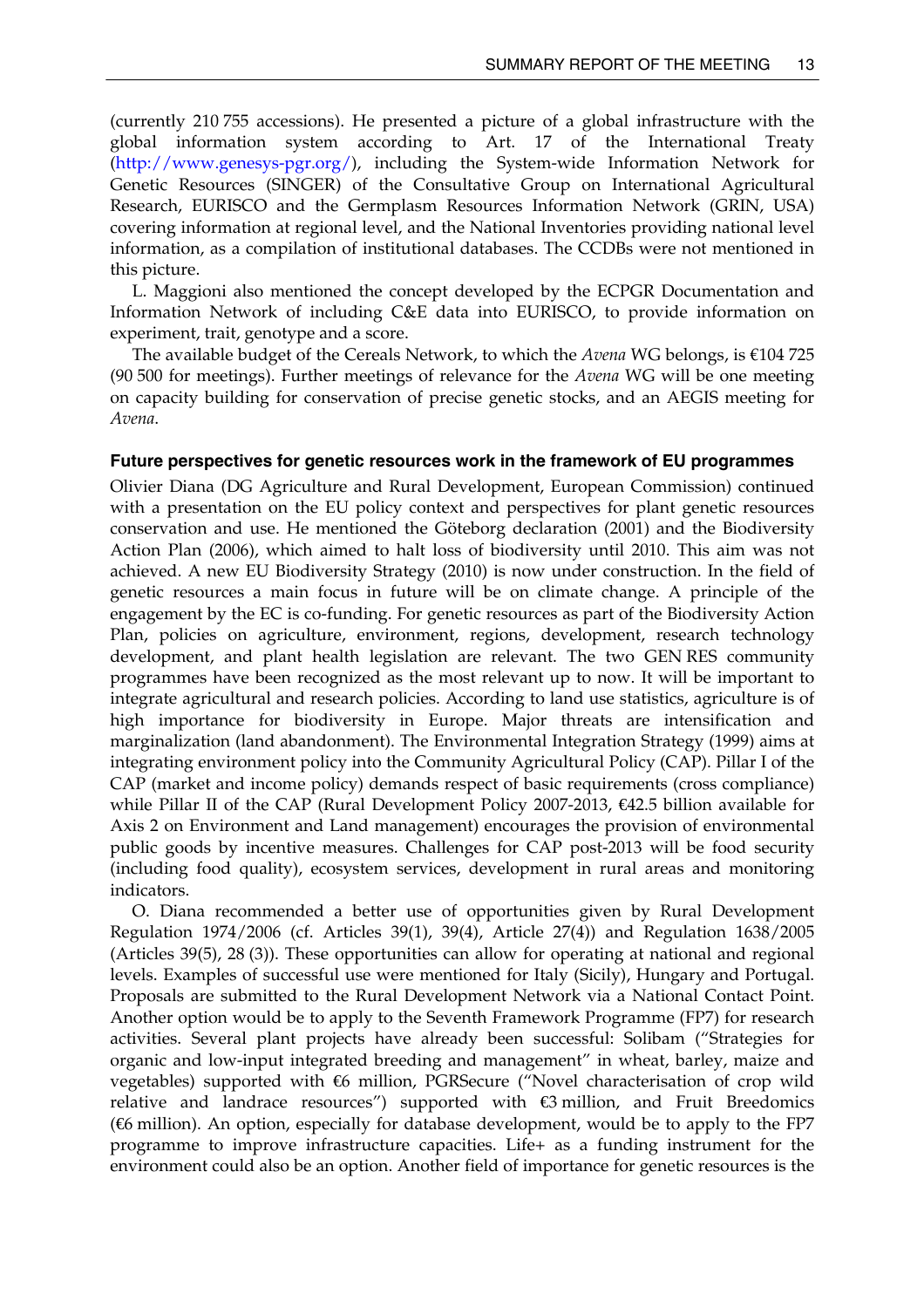(currently 210 755 accessions). He presented a picture of a global infrastructure with the global information system according to Art. 17 of the International Treaty (http://www.genesys-pgr.org/), including the System-wide Information Network for Genetic Resources (SINGER) of the Consultative Group on International Agricultural Research, EURISCO and the Germplasm Resources Information Network (GRIN, USA) covering information at regional level, and the National Inventories providing national level information, as a compilation of institutional databases. The CCDBs were not mentioned in this picture.

L. Maggioni also mentioned the concept developed by the ECPGR Documentation and Information Network of including C&E data into EURISCO, to provide information on experiment, trait, genotype and a score.

The available budget of the Cereals Network, to which the *Avena* WG belongs, is €104 725 (90 500 for meetings). Further meetings of relevance for the *Avena* WG will be one meeting on capacity building for conservation of precise genetic stocks, and an AEGIS meeting for *Avena*.

#### Future perspectives for genetic resources work in the framework of EU programmes

Olivier Diana (DG Agriculture and Rural Development, European Commission) continued with a presentation on the EU policy context and perspectives for plant genetic resources conservation and use. He mentioned the Göteborg declaration (2001) and the Biodiversity Action Plan (2006), which aimed to halt loss of biodiversity until 2010. This aim was not achieved. A new EU Biodiversity Strategy (2010) is now under construction. In the field of genetic resources a main focus in future will be on climate change. A principle of the engagement by the EC is co-funding. For genetic resources as part of the Biodiversity Action Plan, policies on agriculture, environment, regions, development, research technology development, and plant health legislation are relevant. The two GEN RES community programmes have been recognized as the most relevant up to now. It will be important to integrate agricultural and research policies. According to land use statistics, agriculture is of high importance for biodiversity in Europe. Major threats are intensification and marginalization (land abandonment). The Environmental Integration Strategy (1999) aims at integrating environment policy into the Community Agricultural Policy (CAP). Pillar I of the CAP (market and income policy) demands respect of basic requirements (cross compliance) while Pillar II of the CAP (Rural Development Policy 2007-2013, €42.5 billion available for Axis 2 on Environment and Land management) encourages the provision of environmental public goods by incentive measures. Challenges for CAP post-2013 will be food security (including food quality), ecosystem services, development in rural areas and monitoring indicators.

O. Diana recommended a better use of opportunities given by Rural Development Regulation 1974/2006 (cf. Articles 39(1), 39(4), Article 27(4)) and Regulation 1638/2005 (Articles 39(5), 28 (3)). These opportunities can allow for operating at national and regional levels. Examples of successful use were mentioned for Italy (Sicily), Hungary and Portugal. Proposals are submitted to the Rural Development Network via a National Contact Point. Another option would be to apply to the Seventh Framework Programme (FP7) for research activities. Several plant projects have already been successful: Solibam ("Strategies for organic and low-input integrated breeding and management" in wheat, barley, maize and vegetables) supported with €6 million, PGRSecure ("Novel characterisation of crop wild relative and landrace resources") supported with €3 million, and Fruit Breedomics (€6 million). An option, especially for database development, would be to apply to the FP7 programme to improve infrastructure capacities. Life+ as a funding instrument for the environment could also be an option. Another field of importance for genetic resources is the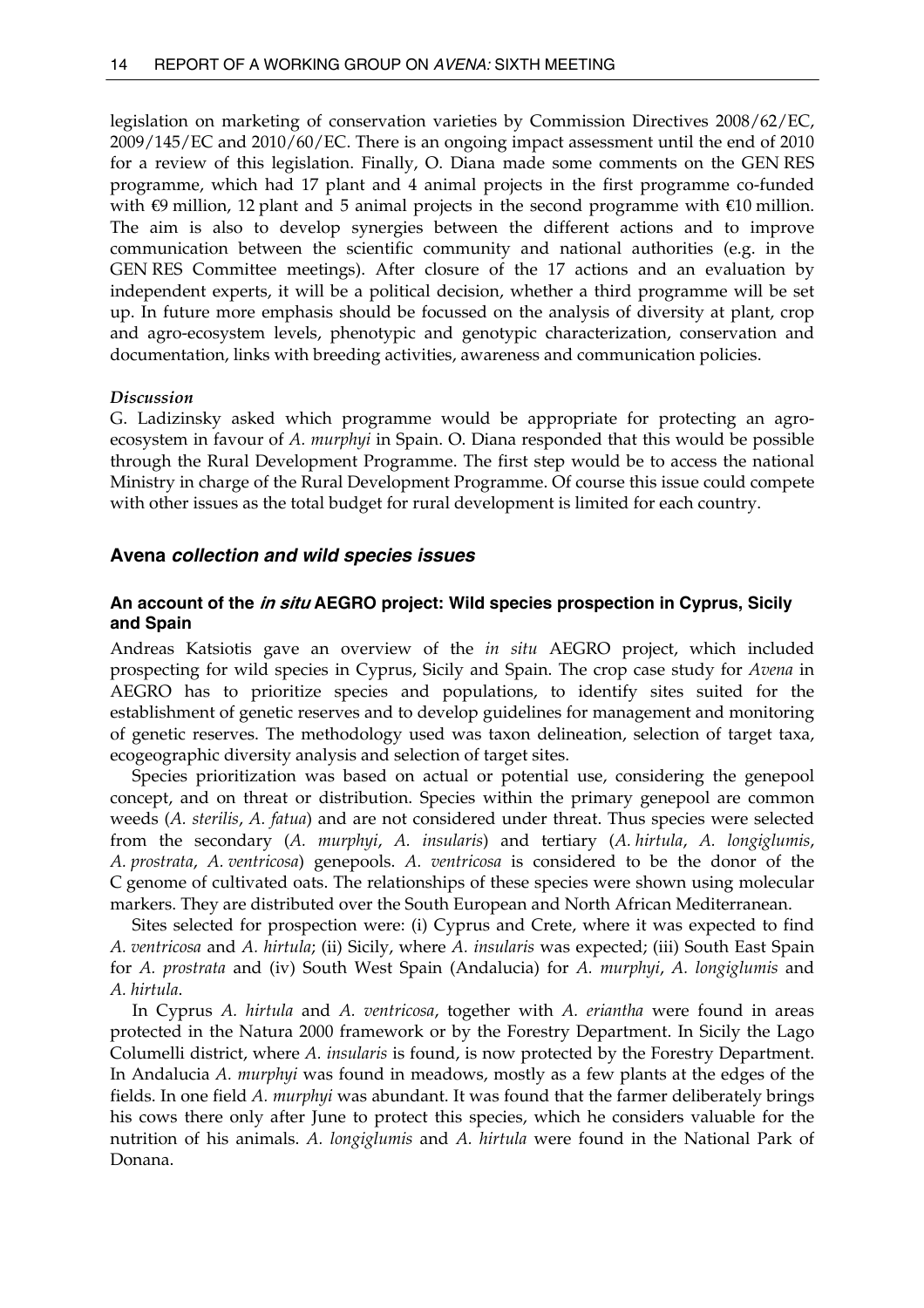legislation on marketing of conservation varieties by Commission Directives 2008/62/EC, 2009/145/EC and 2010/60/EC. There is an ongoing impact assessment until the end of 2010 for a review of this legislation. Finally, O. Diana made some comments on the GEN RES programme, which had 17 plant and 4 animal projects in the first programme co-funded with €9 million, 12 plant and 5 animal projects in the second programme with €10 million. The aim is also to develop synergies between the different actions and to improve communication between the scientific community and national authorities (e.g. in the GEN RES Committee meetings). After closure of the 17 actions and an evaluation by independent experts, it will be a political decision, whether a third programme will be set up. In future more emphasis should be focussed on the analysis of diversity at plant, crop and agro-ecosystem levels, phenotypic and genotypic characterization, conservation and documentation, links with breeding activities, awareness and communication policies.

***Discussion***

G. Ladizinsky asked which programme would be appropriate for protecting an agro-ecosystem in favour of *A. murphyi* in Spain. O. Diana responded that this would be possible through the Rural Development Programme. The first step would be to access the national Ministry in charge of the Rural Development Programme. Of course this issue could compete with other issues as the total budget for rural development is limited for each country.

## Avena *collection and wild species issues*

### An account of the *in situ* AEGRO project: Wild species prospection in Cyprus, Sicily and Spain

Andreas Katsiotis gave an overview of the *in situ* AEGRO project, which included prospecting for wild species in Cyprus, Sicily and Spain. The crop case study for *Avena* in AEGRO has to prioritize species and populations, to identify sites suited for the establishment of genetic reserves and to develop guidelines for management and monitoring of genetic reserves. The methodology used was taxon delineation, selection of target taxa, ecogeographic diversity analysis and selection of target sites.

Species prioritization was based on actual or potential use, considering the genepool concept, and on threat or distribution. Species within the primary genepool are common weeds (*A. sterilis*, *A. fatua*) and are not considered under threat. Thus species were selected from the secondary (*A. murphyi*, *A. insularis*) and tertiary (*A. hirtula*, *A. longiglumis*, *A. prostrata*, *A. ventricosa*) genepools. *A. ventricosa* is considered to be the donor of the C genome of cultivated oats. The relationships of these species were shown using molecular markers. They are distributed over the South European and North African Mediterranean.

Sites selected for prospection were: (i) Cyprus and Crete, where it was expected to find *A. ventricosa* and *A. hirtula*; (ii) Sicily, where *A. insularis* was expected; (iii) South East Spain for *A. prostrata* and (iv) South West Spain (Andalucia) for *A. murphyi*, *A. longiglumis* and *A. hirtula*.

In Cyprus *A. hirtula* and *A. ventricosa*, together with *A. eriantha* were found in areas protected in the Natura 2000 framework or by the Forestry Department. In Sicily the Lago Columelli district, where *A. insularis* is found, is now protected by the Forestry Department. In Andalucia *A. murphyi* was found in meadows, mostly as a few plants at the edges of the fields. In one field *A. murphyi* was abundant. It was found that the farmer deliberately brings his cows there only after June to protect this species, which he considers valuable for the nutrition of his animals. *A. longiglumis* and *A. hirtula* were found in the National Park of Donana.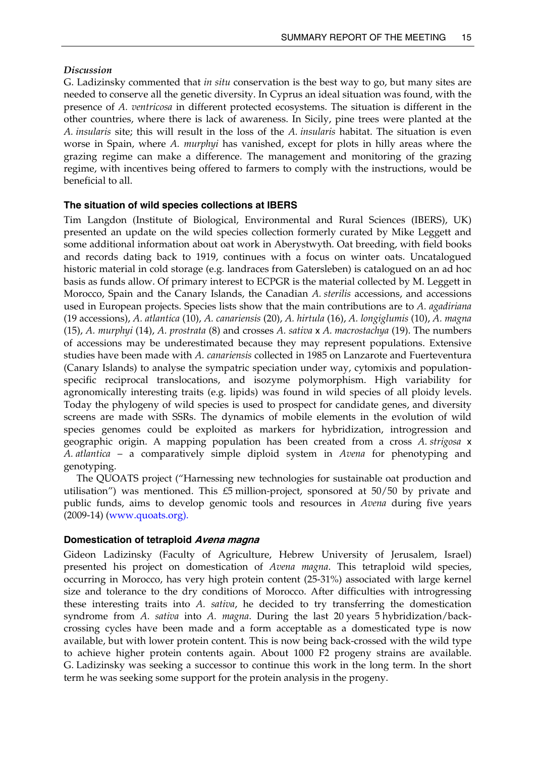*Discussion*

G. Ladizinsky commented that *in situ* conservation is the best way to go, but many sites are needed to conserve all the genetic diversity. In Cyprus an ideal situation was found, with the presence of *A. ventricosa* in different protected ecosystems. The situation is different in the other countries, where there is lack of awareness. In Sicily, pine trees were planted at the *A. insularis* site; this will result in the loss of the *A. insularis* habitat. The situation is even worse in Spain, where *A. murphyi* has vanished, except for plots in hilly areas where the grazing regime can make a difference. The management and monitoring of the grazing regime, with incentives being offered to farmers to comply with the instructions, would be beneficial to all.

### The situation of wild species collections at IBERS

Tim Langdon (Institute of Biological, Environmental and Rural Sciences (IBERS), UK) presented an update on the wild species collection formerly curated by Mike Leggett and some additional information about oat work in Aberystwyth. Oat breeding, with field books and records dating back to 1919, continues with a focus on winter oats. Uncatalogued historic material in cold storage (e.g. landraces from Gatersleben) is catalogued on an ad hoc basis as funds allow. Of primary interest to ECPGR is the material collected by M. Leggett in Morocco, Spain and the Canary Islands, the Canadian *A. sterilis* accessions, and accessions used in European projects. Species lists show that the main contributions are to *A. agadiriana* (19 accessions), *A. atlantica* (10), *A. canariensis* (20), *A. hirtula* (16), *A. longiglumis* (10), *A. magna* (15), *A. murphyi* (14), *A. prostrata* (8) and crosses *A. sativa* x *A. macrostachya* (19). The numbers of accessions may be underestimated because they may represent populations. Extensive studies have been made with *A. canariensis* collected in 1985 on Lanzarote and Fuerteventura (Canary Islands) to analyse the sympatric speciation under way, cytomixis and population-specific reciprocal translocations, and isozyme polymorphism. High variability for agronomically interesting traits (e.g. lipids) was found in wild species of all ploidy levels. Today the phylogeny of wild species is used to prospect for candidate genes, and diversity screens are made with SSRs. The dynamics of mobile elements in the evolution of wild species genomes could be exploited as markers for hybridization, introgression and geographic origin. A mapping population has been created from a cross *A. strigosa* x *A. atlantica* – a comparatively simple diploid system in *Avena* for phenotyping and genotyping.

The QUOATS project ("Harnessing new technologies for sustainable oat production and utilisation") was mentioned. This £5 million-project, sponsored at 50/50 by private and public funds, aims to develop genomic tools and resources in *Avena* during five years (2009-14) (www.quoats.org).

### Domestication of tetraploid *Avena magna*

Gideon Ladizinsky (Faculty of Agriculture, Hebrew University of Jerusalem, Israel) presented his project on domestication of *Avena magna*. This tetraploid wild species, occurring in Morocco, has very high protein content (25-31%) associated with large kernel size and tolerance to the dry conditions of Morocco. After difficulties with introgressing these interesting traits into *A. sativa*, he decided to try transferring the domestication syndrome from *A. sativa* into *A. magna*. During the last 20 years 5 hybridization/back-crossing cycles have been made and a form acceptable as a domesticated type is now available, but with lower protein content. This is now being back-crossed with the wild type to achieve higher protein contents again. About 1000 F2 progeny strains are available. G. Ladizinsky was seeking a successor to continue this work in the long term. In the short term he was seeking some support for the protein analysis in the progeny.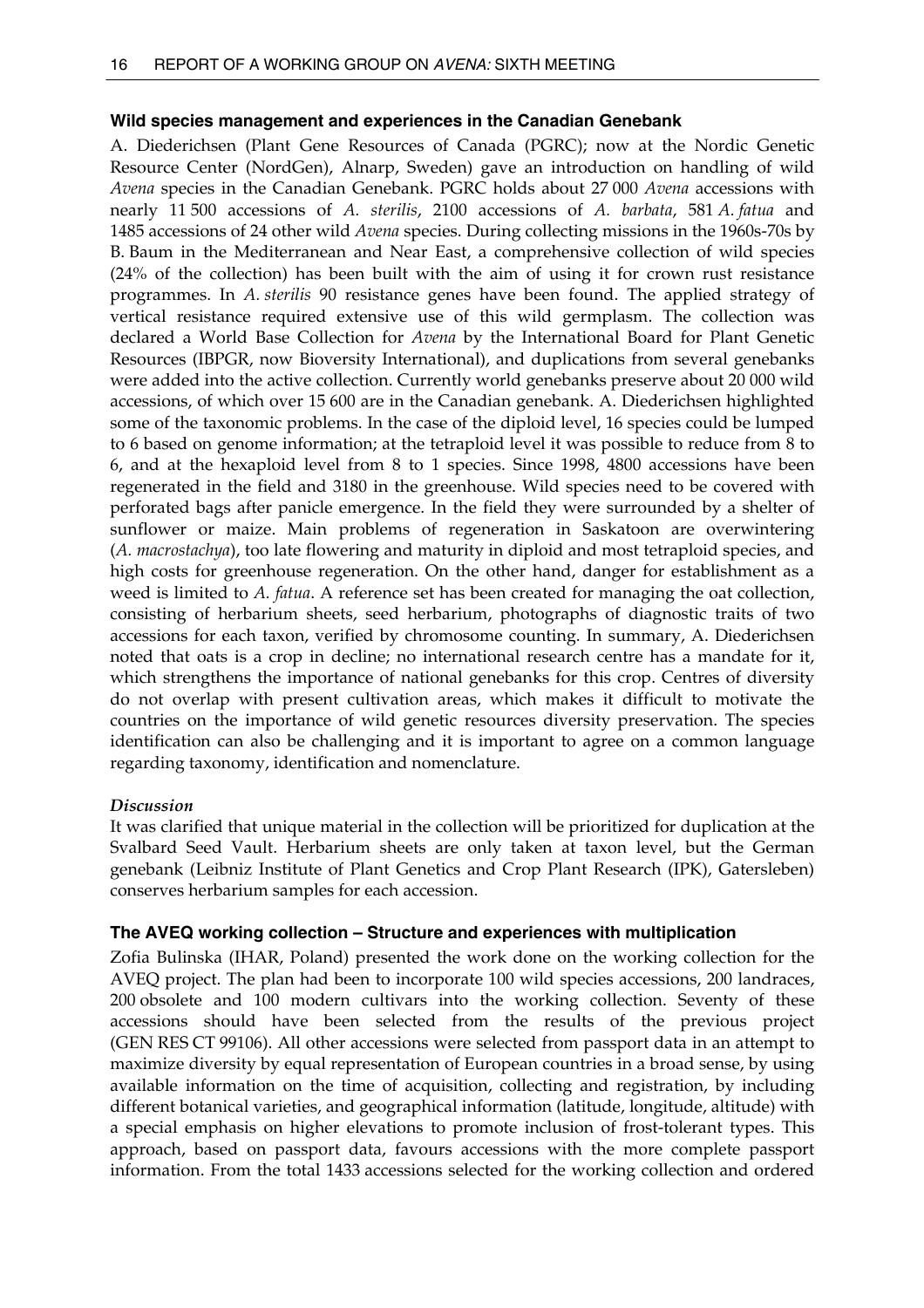### Wild species management and experiences in the Canadian Genebank

A. Diederichsen (Plant Gene Resources of Canada (PGRC); now at the Nordic Genetic Resource Center (NordGen), Alnarp, Sweden) gave an introduction on handling of wild *Avena* species in the Canadian Genebank. PGRC holds about 27 000 *Avena* accessions with nearly 11 500 accessions of *A. sterilis*, 2100 accessions of *A. barbata*, 581 *A. fatua* and 1485 accessions of 24 other wild *Avena* species. During collecting missions in the 1960s-70s by B. Baum in the Mediterranean and Near East, a comprehensive collection of wild species (24% of the collection) has been built with the aim of using it for crown rust resistance programmes. In *A. sterilis* 90 resistance genes have been found. The applied strategy of vertical resistance required extensive use of this wild germplasm. The collection was declared a World Base Collection for *Avena* by the International Board for Plant Genetic Resources (IBPGR, now Bioversity International), and duplications from several genebanks were added into the active collection. Currently world genebanks preserve about 20 000 wild accessions, of which over 15 600 are in the Canadian genebank. A. Diederichsen highlighted some of the taxonomic problems. In the case of the diploid level, 16 species could be lumped to 6 based on genome information; at the tetraploid level it was possible to reduce from 8 to 6, and at the hexaploid level from 8 to 1 species. Since 1998, 4800 accessions have been regenerated in the field and 3180 in the greenhouse. Wild species need to be covered with perforated bags after panicle emergence. In the field they were surrounded by a shelter of sunflower or maize. Main problems of regeneration in Saskatoon are overwintering (*A. macrostachya*), too late flowering and maturity in diploid and most tetraploid species, and high costs for greenhouse regeneration. On the other hand, danger for establishment as a weed is limited to *A. fatua*. A reference set has been created for managing the oat collection, consisting of herbarium sheets, seed herbarium, photographs of diagnostic traits of two accessions for each taxon, verified by chromosome counting. In summary, A. Diederichsen noted that oats is a crop in decline; no international research centre has a mandate for it, which strengthens the importance of national genebanks for this crop. Centres of diversity do not overlap with present cultivation areas, which makes it difficult to motivate the countries on the importance of wild genetic resources diversity preservation. The species identification can also be challenging and it is important to agree on a common language regarding taxonomy, identification and nomenclature.

#### *Discussion*

It was clarified that unique material in the collection will be prioritized for duplication at the Svalbard Seed Vault. Herbarium sheets are only taken at taxon level, but the German genebank (Leibniz Institute of Plant Genetics and Crop Plant Research (IPK), Gatersleben) conserves herbarium samples for each accession.

### The AVEQ working collection – Structure and experiences with multiplication

Zofia Bulinska (IHAR, Poland) presented the work done on the working collection for the AVEQ project. The plan had been to incorporate 100 wild species accessions, 200 landraces, 200 obsolete and 100 modern cultivars into the working collection. Seventy of these accessions should have been selected from the results of the previous project (GEN RES CT 99106). All other accessions were selected from passport data in an attempt to maximize diversity by equal representation of European countries in a broad sense, by using available information on the time of acquisition, collecting and registration, by including different botanical varieties, and geographical information (latitude, longitude, altitude) with a special emphasis on higher elevations to promote inclusion of frost-tolerant types. This approach, based on passport data, favours accessions with the more complete passport information. From the total 1433 accessions selected for the working collection and ordered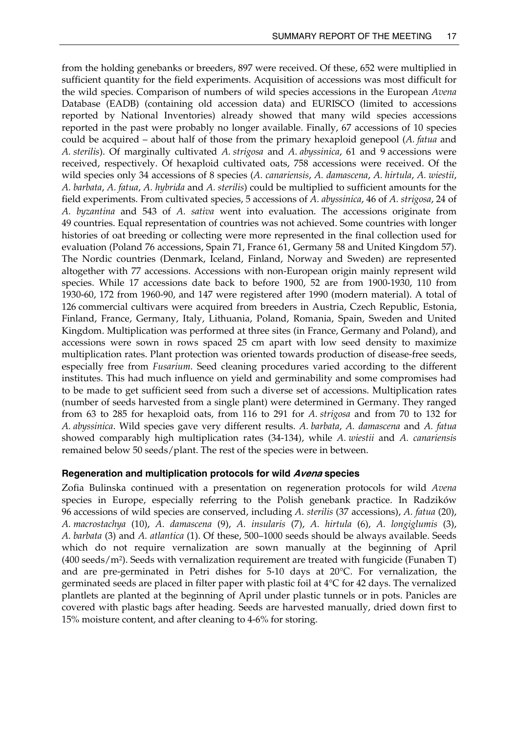from the holding genebanks or breeders, 897 were received. Of these, 652 were multiplied in sufficient quantity for the field experiments. Acquisition of accessions was most difficult for the wild species. Comparison of numbers of wild species accessions in the European *Avena* Database (EADB) (containing old accession data) and EURISCO (limited to accessions reported by National Inventories) already showed that many wild species accessions reported in the past were probably no longer available. Finally, 67 accessions of 10 species could be acquired – about half of those from the primary hexaploid genepool (*A. fatua* and *A. sterilis*). Of marginally cultivated *A. strigosa* and *A. abyssinica*, 61 and 9 accessions were received, respectively. Of hexaploid cultivated oats, 758 accessions were received. Of the wild species only 34 accessions of 8 species (*A. canariensis*, *A. damascena*, *A. hirtula*, *A. wiestii*, *A. barbata*, *A. fatua*, *A. hybrida* and *A. sterilis*) could be multiplied to sufficient amounts for the field experiments. From cultivated species, 5 accessions of *A. abyssinica*, 46 of *A. strigosa*, 24 of *A. byzantina* and 543 of *A. sativa* went into evaluation. The accessions originate from 49 countries. Equal representation of countries was not achieved. Some countries with longer histories of oat breeding or collecting were more represented in the final collection used for evaluation (Poland 76 accessions, Spain 71, France 61, Germany 58 and United Kingdom 57). The Nordic countries (Denmark, Iceland, Finland, Norway and Sweden) are represented altogether with 77 accessions. Accessions with non-European origin mainly represent wild species. While 17 accessions date back to before 1900, 52 are from 1900-1930, 110 from 1930-60, 172 from 1960-90, and 147 were registered after 1990 (modern material). A total of 126 commercial cultivars were acquired from breeders in Austria, Czech Republic, Estonia, Finland, France, Germany, Italy, Lithuania, Poland, Romania, Spain, Sweden and United Kingdom. Multiplication was performed at three sites (in France, Germany and Poland), and accessions were sown in rows spaced 25 cm apart with low seed density to maximize multiplication rates. Plant protection was oriented towards production of disease-free seeds, especially free from *Fusarium*. Seed cleaning procedures varied according to the different institutes. This had much influence on yield and germinability and some compromises had to be made to get sufficient seed from such a diverse set of accessions. Multiplication rates (number of seeds harvested from a single plant) were determined in Germany. They ranged from 63 to 285 for hexaploid oats, from 116 to 291 for *A. strigosa* and from 70 to 132 for *A. abyssinica*. Wild species gave very different results. *A. barbata*, *A. damascena* and *A. fatua* showed comparably high multiplication rates (34-134), while *A. wiestii* and *A. canariensis* remained below 50 seeds/plant. The rest of the species were in between.

### Regeneration and multiplication protocols for wild *Avena* species

Zofia Bulinska continued with a presentation on regeneration protocols for wild *Avena* species in Europe, especially referring to the Polish genebank practice. In Radzików 96 accessions of wild species are conserved, including *A. sterilis* (37 accessions), *A. fatua* (20), *A. macrostachya* (10), *A. damascena* (9), *A. insularis* (7), *A. hirtula* (6), *A. longiglumis* (3), *A. barbata* (3) and *A. atlantica* (1). Of these, 500–1000 seeds should be always available. Seeds which do not require vernalization are sown manually at the beginning of April (400 seeds/m$^2$). Seeds with vernalization requirement are treated with fungicide (Funaben T) and are pre-germinated in Petri dishes for 5-10 days at 20°C. For vernalization, the germinated seeds are placed in filter paper with plastic foil at 4°C for 42 days. The vernalized plantlets are planted at the beginning of April under plastic tunnels or in pots. Panicles are covered with plastic bags after heading. Seeds are harvested manually, dried down first to 15% moisture content, and after cleaning to 4-6% for storing.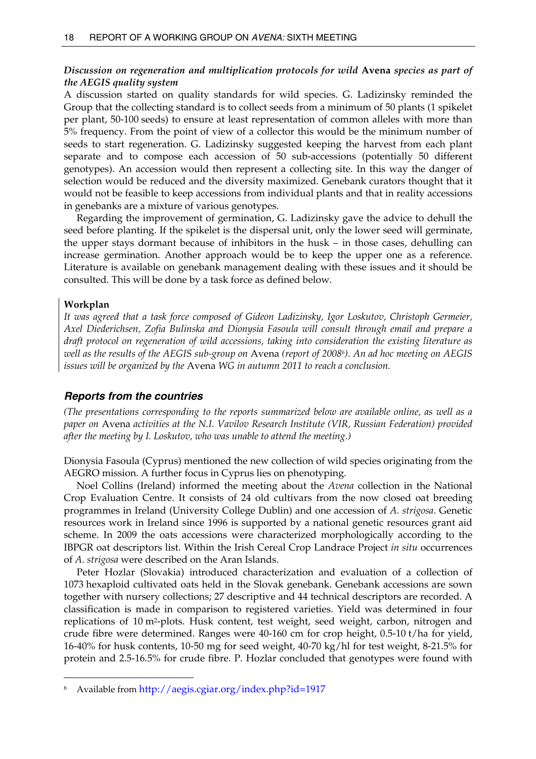### *Discussion on regeneration and multiplication protocols for wild* **Avena** *species as part of the AEGIS quality system*

A discussion started on quality standards for wild species. G. Ladizinsky reminded the Group that the collecting standard is to collect seeds from a minimum of 50 plants (1 spikelet per plant, 50-100 seeds) to ensure at least representation of common alleles with more than 5% frequency. From the point of view of a collector this would be the minimum number of seeds to start regeneration. G. Ladizinsky suggested keeping the harvest from each plant separate and to compose each accession of 50 sub-accessions (potentially 50 different genotypes). An accession would then represent a collecting site. In this way the danger of selection would be reduced and the diversity maximized. Genebank curators thought that it would not be feasible to keep accessions from individual plants and that in reality accessions in genebanks are a mixture of various genotypes.

Regarding the improvement of germination, G. Ladizinsky gave the advice to dehull the seed before planting. If the spikelet is the dispersal unit, only the lower seed will germinate, the upper stays dormant because of inhibitors in the husk – in those cases, dehulling can increase germination. Another approach would be to keep the upper one as a reference. Literature is available on genebank management dealing with these issues and it should be consulted. This will be done by a task force as defined below.

**Workplan**

*It was agreed that a task force composed of Gideon Ladizinsky, Igor Loskutov, Christoph Germeier, Axel Diederichsen, Zofia Bulinska and Dionysia Fasoula will consult through email and prepare a draft protocol on regeneration of wild accessions, taking into consideration the existing literature as well as the results of the AEGIS sub-group on* Avena *(report of 2008[6]). An ad hoc meeting on AEGIS issues will be organized by the* Avena *WG in autumn 2011 to reach a conclusion.*

## *Reports from the countries*

*(The presentations corresponding to the reports summarized below are available online, as well as a paper on* Avena *activities at the N.I. Vavilov Research Institute (VIR, Russian Federation) provided after the meeting by I. Loskutov, who was unable to attend the meeting.)*

Dionysia Fasoula (Cyprus) mentioned the new collection of wild species originating from the AEGRO mission. A further focus in Cyprus lies on phenotyping.

Noel Collins (Ireland) informed the meeting about the *Avena* collection in the National Crop Evaluation Centre. It consists of 24 old cultivars from the now closed oat breeding programmes in Ireland (University College Dublin) and one accession of *A. strigosa*. Genetic resources work in Ireland since 1996 is supported by a national genetic resources grant aid scheme. In 2009 the oats accessions were characterized morphologically according to the IBPGR oat descriptors list. Within the Irish Cereal Crop Landrace Project *in situ* occurrences of *A. strigosa* were described on the Aran Islands.

Peter Hozlar (Slovakia) introduced characterization and evaluation of a collection of 1073 hexaploid cultivated oats held in the Slovak genebank. Genebank accessions are sown together with nursery collections; 27 descriptive and 44 technical descriptors are recorded. A classification is made in comparison to registered varieties. Yield was determined in four replications of 10 $m^2$-plots. Husk content, test weight, seed weight, carbon, nitrogen and crude fibre were determined. Ranges were 40-160 cm for crop height, 0.5-10 t/ha for yield, 16-40% for husk contents, 10-50 mg for seed weight, 40-70 kg/hl for test weight, 8-21.5% for protein and 2.5-16.5% for crude fibre. P. Hozlar concluded that genotypes were found with

---

[6] Available from http://aegis.cgiar.org/index.php?id=1917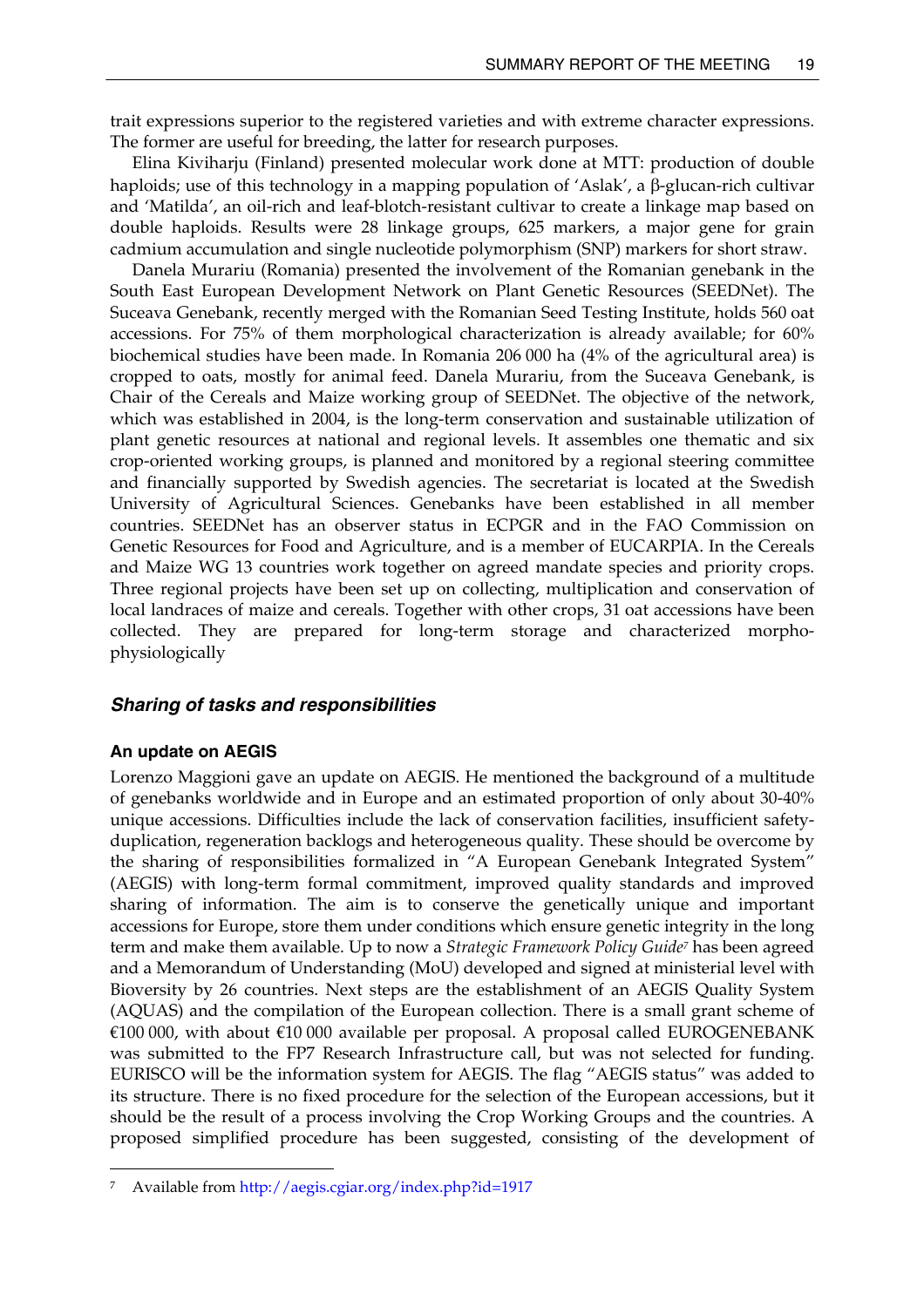trait expressions superior to the registered varieties and with extreme character expressions. The former are useful for breeding, the latter for research purposes.

Elina Kiviharju (Finland) presented molecular work done at MTT: production of double haploids; use of this technology in a mapping population of 'Aslak', a β-glucan-rich cultivar and 'Matilda', an oil-rich and leaf-blotch-resistant cultivar to create a linkage map based on double haploids. Results were 28 linkage groups, 625 markers, a major gene for grain cadmium accumulation and single nucleotide polymorphism (SNP) markers for short straw.

Danela Murariu (Romania) presented the involvement of the Romanian genebank in the South East European Development Network on Plant Genetic Resources (SEEDNet). The Suceava Genebank, recently merged with the Romanian Seed Testing Institute, holds 560 oat accessions. For 75% of them morphological characterization is already available; for 60% biochemical studies have been made. In Romania 206 000 ha (4% of the agricultural area) is cropped to oats, mostly for animal feed. Danela Murariu, from the Suceava Genebank, is Chair of the Cereals and Maize working group of SEEDNet. The objective of the network, which was established in 2004, is the long-term conservation and sustainable utilization of plant genetic resources at national and regional levels. It assembles one thematic and six crop-oriented working groups, is planned and monitored by a regional steering committee and financially supported by Swedish agencies. The secretariat is located at the Swedish University of Agricultural Sciences. Genebanks have been established in all member countries. SEEDNet has an observer status in ECPGR and in the FAO Commission on Genetic Resources for Food and Agriculture, and is a member of EUCARPIA. In the Cereals and Maize WG 13 countries work together on agreed mandate species and priority crops. Three regional projects have been set up on collecting, multiplication and conservation of local landraces of maize and cereals. Together with other crops, 31 oat accessions have been collected. They are prepared for long-term storage and characterized morpho-physiologically

## *Sharing of tasks and responsibilities*

### An update on AEGIS

Lorenzo Maggioni gave an update on AEGIS. He mentioned the background of a multitude of genebanks worldwide and in Europe and an estimated proportion of only about 30-40% unique accessions. Difficulties include the lack of conservation facilities, insufficient safety-duplication, regeneration backlogs and heterogeneous quality. These should be overcome by the sharing of responsibilities formalized in "A European Genebank Integrated System" (AEGIS) with long-term formal commitment, improved quality standards and improved sharing of information. The aim is to conserve the genetically unique and important accessions for Europe, store them under conditions which ensure genetic integrity in the long term and make them available. Up to now a *Strategic Framework Policy Guide*[7] has been agreed and a Memorandum of Understanding (MoU) developed and signed at ministerial level with Bioversity by 26 countries. Next steps are the establishment of an AEGIS Quality System (AQUAS) and the compilation of the European collection. There is a small grant scheme of €100 000, with about €10 000 available per proposal. A proposal called EUROGENEBANK was submitted to the FP7 Research Infrastructure call, but was not selected for funding. EURISCO will be the information system for AEGIS. The flag "AEGIS status" was added to its structure. There is no fixed procedure for the selection of the European accessions, but it should be the result of a process involving the Crop Working Groups and the countries. A proposed simplified procedure has been suggested, consisting of the development of

---

[7] Available from http://aegis.cgiar.org/index.php?id=1917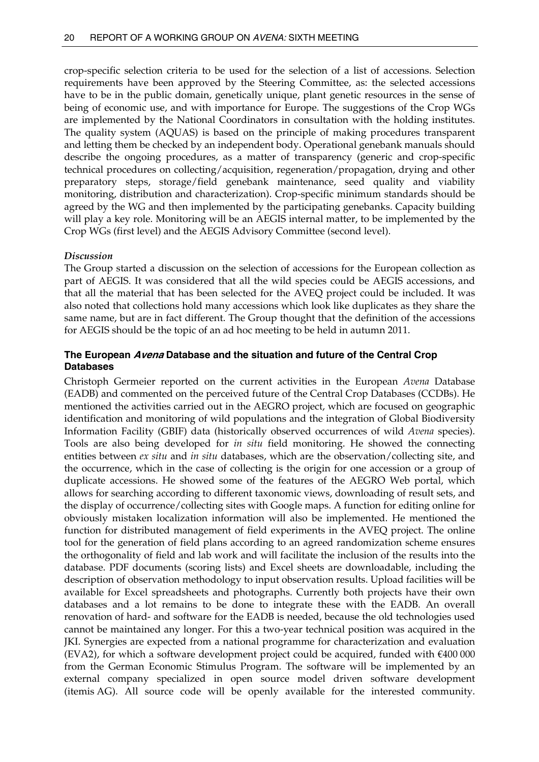crop-specific selection criteria to be used for the selection of a list of accessions. Selection requirements have been approved by the Steering Committee, as: the selected accessions have to be in the public domain, genetically unique, plant genetic resources in the sense of being of economic use, and with importance for Europe. The suggestions of the Crop WGs are implemented by the National Coordinators in consultation with the holding institutes. The quality system (AQUAS) is based on the principle of making procedures transparent and letting them be checked by an independent body. Operational genebank manuals should describe the ongoing procedures, as a matter of transparency (generic and crop-specific technical procedures on collecting/acquisition, regeneration/propagation, drying and other preparatory steps, storage/field genebank maintenance, seed quality and viability monitoring, distribution and characterization). Crop-specific minimum standards should be agreed by the WG and then implemented by the participating genebanks. Capacity building will play a key role. Monitoring will be an AEGIS internal matter, to be implemented by the Crop WGs (first level) and the AEGIS Advisory Committee (second level).

*Discussion*

The Group started a discussion on the selection of accessions for the European collection as part of AEGIS. It was considered that all the wild species could be AEGIS accessions, and that all the material that has been selected for the AVEQ project could be included. It was also noted that collections hold many accessions which look like duplicates as they share the same name, but are in fact different. The Group thought that the definition of the accessions for AEGIS should be the topic of an ad hoc meeting to be held in autumn 2011.

### The European *Avena* Database and the situation and future of the Central Crop Databases

Christoph Germeier reported on the current activities in the European *Avena* Database (EADB) and commented on the perceived future of the Central Crop Databases (CCDBs). He mentioned the activities carried out in the AEGRO project, which are focused on geographic identification and monitoring of wild populations and the integration of Global Biodiversity Information Facility (GBIF) data (historically observed occurrences of wild *Avena* species). Tools are also being developed for *in situ* field monitoring. He showed the connecting entities between *ex situ* and *in situ* databases, which are the observation/collecting site, and the occurrence, which in the case of collecting is the origin for one accession or a group of duplicate accessions. He showed some of the features of the AEGRO Web portal, which allows for searching according to different taxonomic views, downloading of result sets, and the display of occurrence/collecting sites with Google maps. A function for editing online for obviously mistaken localization information will also be implemented. He mentioned the function for distributed management of field experiments in the AVEQ project. The online tool for the generation of field plans according to an agreed randomization scheme ensures the orthogonality of field and lab work and will facilitate the inclusion of the results into the database. PDF documents (scoring lists) and Excel sheets are downloadable, including the description of observation methodology to input observation results. Upload facilities will be available for Excel spreadsheets and photographs. Currently both projects have their own databases and a lot remains to be done to integrate these with the EADB. An overall renovation of hard- and software for the EADB is needed, because the old technologies used cannot be maintained any longer. For this a two-year technical position was acquired in the JKI. Synergies are expected from a national programme for characterization and evaluation (EVA2), for which a software development project could be acquired, funded with €400 000 from the German Economic Stimulus Program. The software will be implemented by an external company specialized in open source model driven software development (itemis AG). All source code will be openly available for the interested community.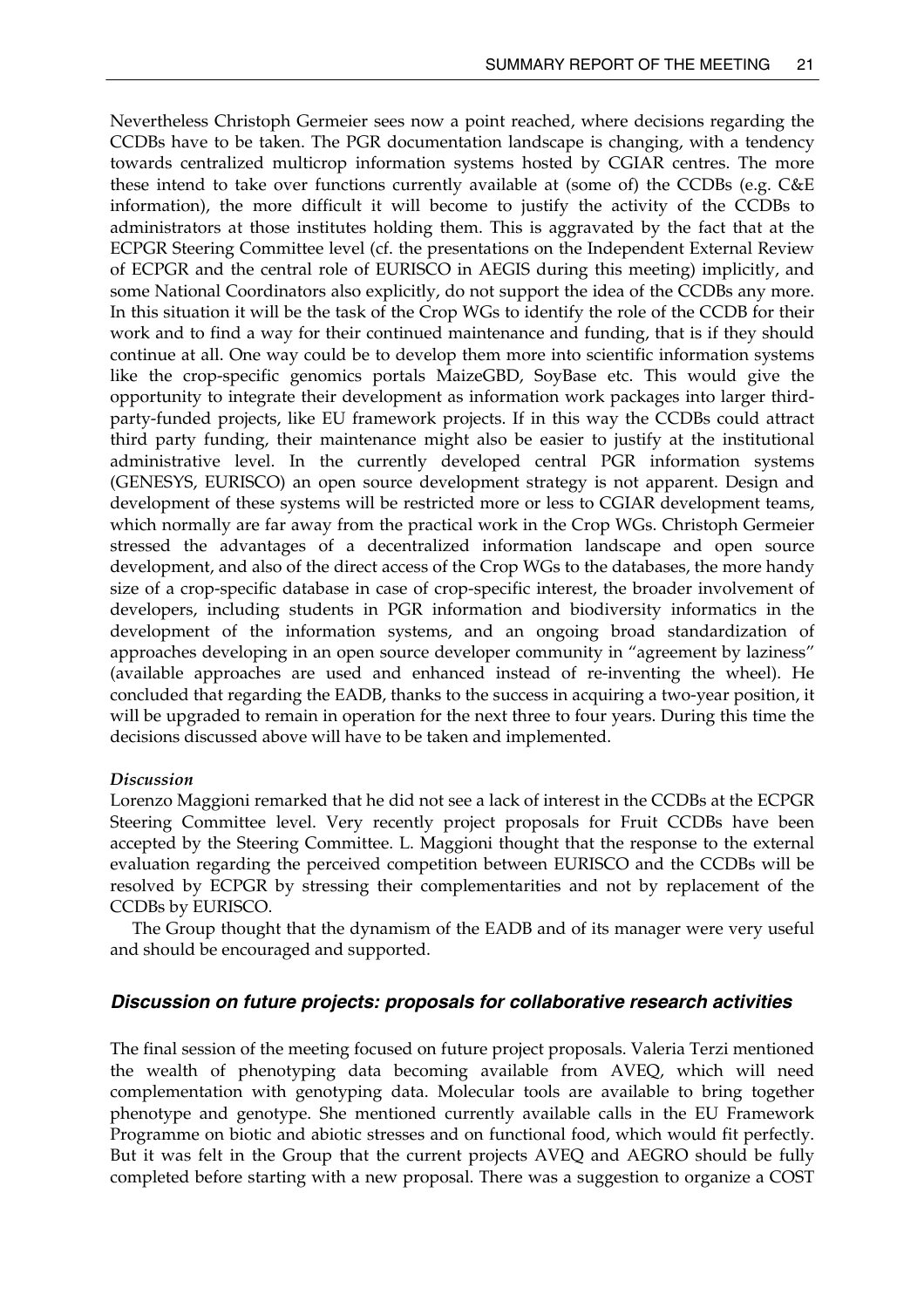Nevertheless Christoph Germeier sees now a point reached, where decisions regarding the CCDBs have to be taken. The PGR documentation landscape is changing, with a tendency towards centralized multicrop information systems hosted by CGIAR centres. The more these intend to take over functions currently available at (some of) the CCDBs (e.g. C&E information), the more difficult it will become to justify the activity of the CCDBs to administrators at those institutes holding them. This is aggravated by the fact that at the ECPGR Steering Committee level (cf. the presentations on the Independent External Review of ECPGR and the central role of EURISCO in AEGIS during this meeting) implicitly, and some National Coordinators also explicitly, do not support the idea of the CCDBs any more. In this situation it will be the task of the Crop WGs to identify the role of the CCDB for their work and to find a way for their continued maintenance and funding, that is if they should continue at all. One way could be to develop them more into scientific information systems like the crop-specific genomics portals MaizeGBD, SoyBase etc. This would give the opportunity to integrate their development as information work packages into larger third-party-funded projects, like EU framework projects. If in this way the CCDBs could attract third party funding, their maintenance might also be easier to justify at the institutional administrative level. In the currently developed central PGR information systems (GENESYS, EURISCO) an open source development strategy is not apparent. Design and development of these systems will be restricted more or less to CGIAR development teams, which normally are far away from the practical work in the Crop WGs. Christoph Germeier stressed the advantages of a decentralized information landscape and open source development, and also of the direct access of the Crop WGs to the databases, the more handy size of a crop-specific database in case of crop-specific interest, the broader involvement of developers, including students in PGR information and biodiversity informatics in the development of the information systems, and an ongoing broad standardization of approaches developing in an open source developer community in "agreement by laziness" (available approaches are used and enhanced instead of re-inventing the wheel). He concluded that regarding the EADB, thanks to the success in acquiring a two-year position, it will be upgraded to remain in operation for the next three to four years. During this time the decisions discussed above will have to be taken and implemented.

***Discussion***

Lorenzo Maggioni remarked that he did not see a lack of interest in the CCDBs at the ECPGR Steering Committee level. Very recently project proposals for Fruit CCDBs have been accepted by the Steering Committee. L. Maggioni thought that the response to the external evaluation regarding the perceived competition between EURISCO and the CCDBs will be resolved by ECPGR by stressing their complementarities and not by replacement of the CCDBs by EURISCO.

The Group thought that the dynamism of the EADB and of its manager were very useful and should be encouraged and supported.

## *Discussion on future projects: proposals for collaborative research activities*

The final session of the meeting focused on future project proposals. Valeria Terzi mentioned the wealth of phenotyping data becoming available from AVEQ, which will need complementation with genotyping data. Molecular tools are available to bring together phenotype and genotype. She mentioned currently available calls in the EU Framework Programme on biotic and abiotic stresses and on functional food, which would fit perfectly. But it was felt in the Group that the current projects AVEQ and AEGRO should be fully completed before starting with a new proposal. There was a suggestion to organize a COST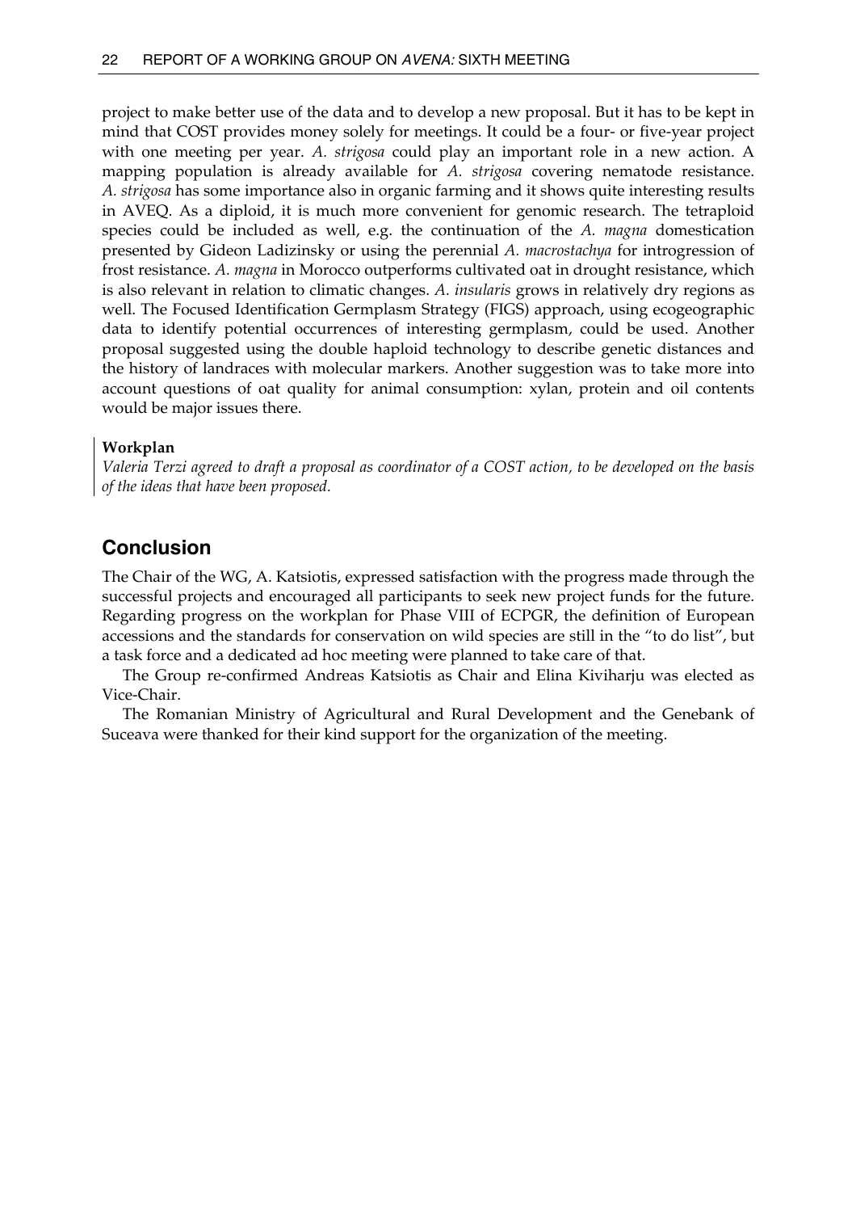project to make better use of the data and to develop a new proposal. But it has to be kept in mind that COST provides money solely for meetings. It could be a four- or five-year project with one meeting per year. *A. strigosa* could play an important role in a new action. A mapping population is already available for *A. strigosa* covering nematode resistance. *A. strigosa* has some importance also in organic farming and it shows quite interesting results in AVEQ. As a diploid, it is much more convenient for genomic research. The tetraploid species could be included as well, e.g. the continuation of the *A. magna* domestication presented by Gideon Ladizinsky or using the perennial *A. macrostachya* for introgression of frost resistance. *A. magna* in Morocco outperforms cultivated oat in drought resistance, which is also relevant in relation to climatic changes. *A. insularis* grows in relatively dry regions as well. The Focused Identification Germplasm Strategy (FIGS) approach, using ecogeographic data to identify potential occurrences of interesting germplasm, could be used. Another proposal suggested using the double haploid technology to describe genetic distances and the history of landraces with molecular markers. Another suggestion was to take more into account questions of oat quality for animal consumption: xylan, protein and oil contents would be major issues there.

**Workplan**

*Valeria Terzi agreed to draft a proposal as coordinator of a COST action, to be developed on the basis of the ideas that have been proposed.*

## Conclusion

The Chair of the WG, A. Katsiotis, expressed satisfaction with the progress made through the successful projects and encouraged all participants to seek new project funds for the future. Regarding progress on the workplan for Phase VIII of ECPGR, the definition of European accessions and the standards for conservation on wild species are still in the "to do list", but a task force and a dedicated ad hoc meeting were planned to take care of that.

The Group re-confirmed Andreas Katsiotis as Chair and Elina Kiviharju was elected as Vice-Chair.

The Romanian Ministry of Agricultural and Rural Development and the Genebank of Suceava were thanked for their kind support for the organization of the meeting.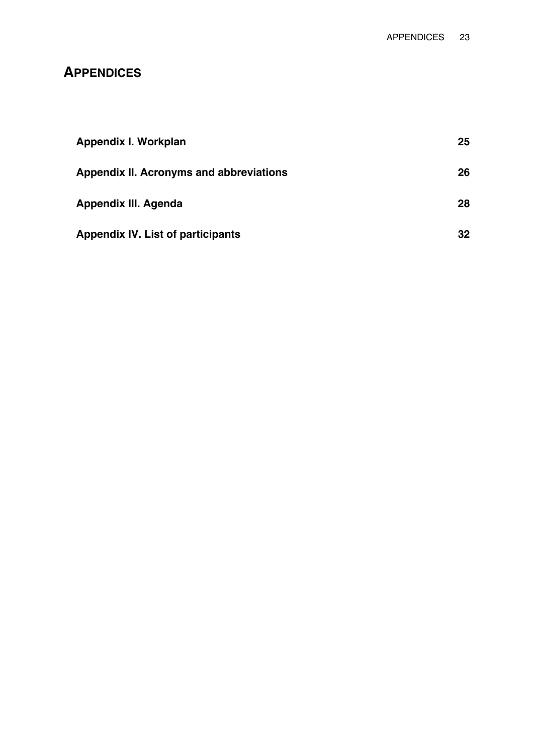# APPENDICES

| | |
|---|---|
| **Appendix I. Workplan** | **25** |
| **Appendix II. Acronyms and abbreviations** | **26** |
| **Appendix III. Agenda** | **28** |
| **Appendix IV. List of participants** | **32** |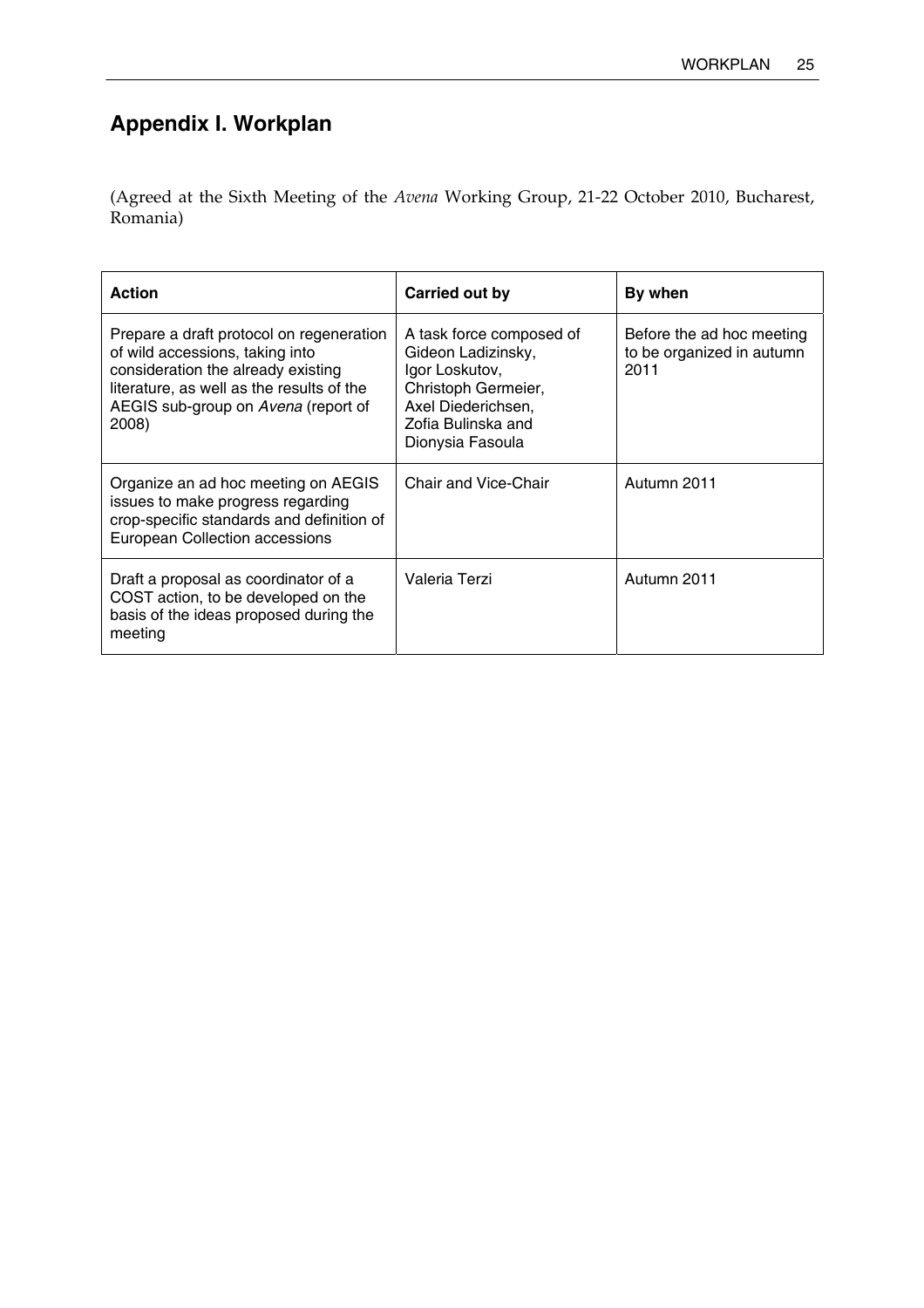## Appendix I. Workplan

(Agreed at the Sixth Meeting of the *Avena* Working Group, 21-22 October 2010, Bucharest, Romania)

| Action | Carried out by | By when |
|---|---|---|
| Prepare a draft protocol on regeneration of wild accessions, taking into consideration the already existing literature, as well as the results of the AEGIS sub-group on *Avena* (report of 2008) | A task force composed of Gideon Ladizinsky, Igor Loskutov, Christoph Germeier, Axel Diederichsen, Zofia Bulinska and Dionysia Fasoula | Before the ad hoc meeting to be organized in autumn 2011 |
| Organize an ad hoc meeting on AEGIS issues to make progress regarding crop-specific standards and definition of European Collection accessions | Chair and Vice-Chair | Autumn 2011 |
| Draft a proposal as coordinator of a COST action, to be developed on the basis of the ideas proposed during the meeting | Valeria Terzi | Autumn 2011 |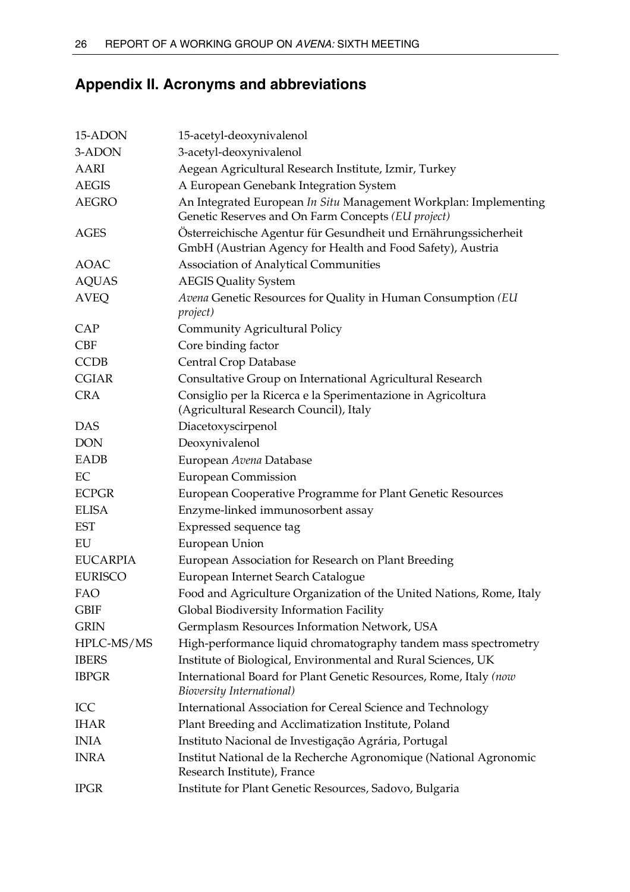## Appendix II. Acronyms and abbreviations

| | |
|---|---|
| 15-ADON | 15-acetyl-deoxynivalenol |
| 3-ADON | 3-acetyl-deoxynivalenol |
| AARI | Aegean Agricultural Research Institute, Izmir, Turkey |
| AEGIS | A European Genebank Integration System |
| AEGRO | An Integrated European *In Situ* Management Workplan: Implementing Genetic Reserves and On Farm Concepts *(EU project)* |
| AGES | Österreichische Agentur für Gesundheit und Ernährungssicherheit GmbH (Austrian Agency for Health and Food Safety), Austria |
| AOAC | Association of Analytical Communities |
| AQUAS | AEGIS Quality System |
| AVEQ | *Avena* Genetic Resources for Quality in Human Consumption *(EU project)* |
| CAP | Community Agricultural Policy |
| CBF | Core binding factor |
| CCDB | Central Crop Database |
| CGIAR | Consultative Group on International Agricultural Research |
| CRA | Consiglio per la Ricerca e la Sperimentazione in Agricoltura (Agricultural Research Council), Italy |
| DAS | Diacetoxyscirpenol |
| DON | Deoxynivalenol |
| EADB | European *Avena* Database |
| EC | European Commission |
| ECPGR | European Cooperative Programme for Plant Genetic Resources |
| ELISA | Enzyme-linked immunosorbent assay |
| EST | Expressed sequence tag |
| EU | European Union |
| EUCARPIA | European Association for Research on Plant Breeding |
| EURISCO | European Internet Search Catalogue |
| FAO | Food and Agriculture Organization of the United Nations, Rome, Italy |
| GBIF | Global Biodiversity Information Facility |
| GRIN | Germplasm Resources Information Network, USA |
| HPLC-MS/MS | High-performance liquid chromatography tandem mass spectrometry |
| IBERS | Institute of Biological, Environmental and Rural Sciences, UK |
| IBPGR | International Board for Plant Genetic Resources, Rome, Italy *(now Bioversity International)* |
| ICC | International Association for Cereal Science and Technology |
| IHAR | Plant Breeding and Acclimatization Institute, Poland |
| INIA | Instituto Nacional de Investigação Agrária, Portugal |
| INRA | Institut National de la Recherche Agronomique (National Agronomic Research Institute), France |
| IPGR | Institute for Plant Genetic Resources, Sadovo, Bulgaria |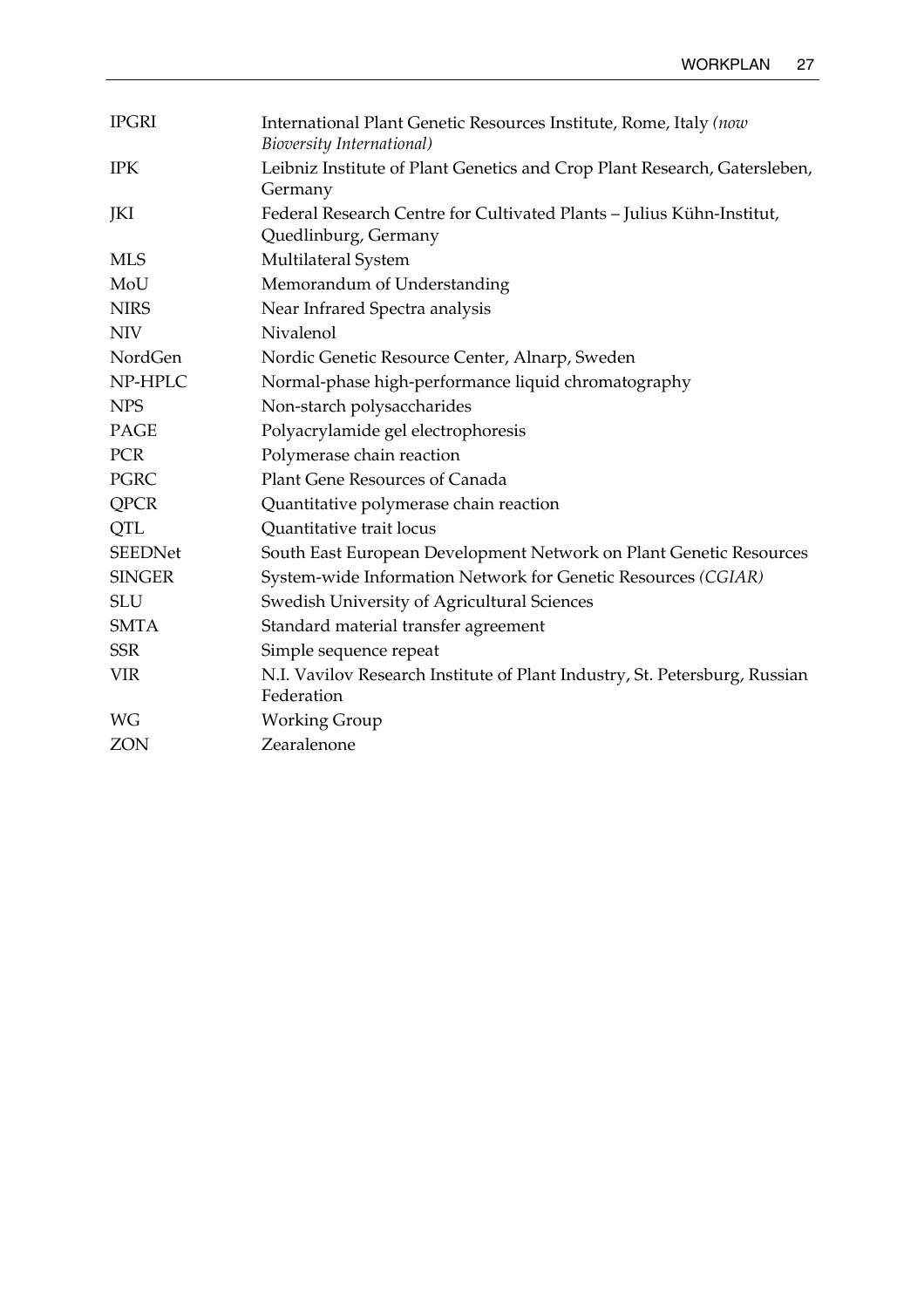| | |
|---|---|
| IPGRI | International Plant Genetic Resources Institute, Rome, Italy *(now Bioversity International)* |
| IPK | Leibniz Institute of Plant Genetics and Crop Plant Research, Gatersleben, Germany |
| JKI | Federal Research Centre for Cultivated Plants – Julius Kühn-Institut, Quedlinburg, Germany |
| MLS | Multilateral System |
| MoU | Memorandum of Understanding |
| NIRS | Near Infrared Spectra analysis |
| NIV | Nivalenol |
| NordGen | Nordic Genetic Resource Center, Alnarp, Sweden |
| NP-HPLC | Normal-phase high-performance liquid chromatography |
| NPS | Non-starch polysaccharides |
| PAGE | Polyacrylamide gel electrophoresis |
| PCR | Polymerase chain reaction |
| PGRC | Plant Gene Resources of Canada |
| QPCR | Quantitative polymerase chain reaction |
| QTL | Quantitative trait locus |
| SEEDNet | South East European Development Network on Plant Genetic Resources |
| SINGER | System-wide Information Network for Genetic Resources *(CGIAR)* |
| SLU | Swedish University of Agricultural Sciences |
| SMTA | Standard material transfer agreement |
| SSR | Simple sequence repeat |
| VIR | N.I. Vavilov Research Institute of Plant Industry, St. Petersburg, Russian Federation |
| WG | Working Group |
| ZON | Zearalenone |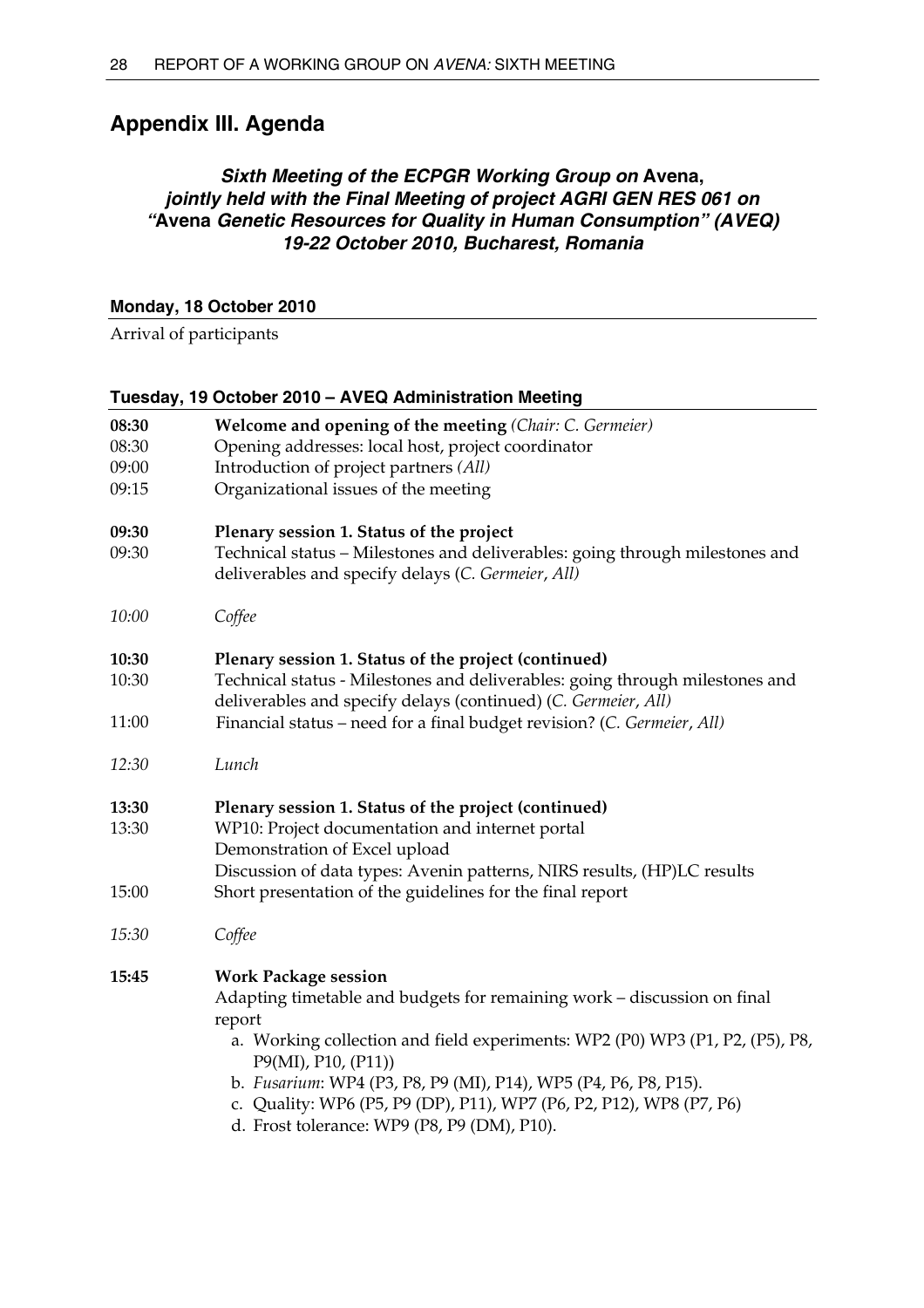## Appendix III. Agenda

### *Sixth Meeting of the ECPGR Working Group on* Avena*, jointly held with the Final Meeting of project AGRI GEN RES 061 on "*Avena *Genetic Resources for Quality in Human Consumption" (AVEQ) 19-22 October 2010, Bucharest, Romania*

#### Monday, 18 October 2010

Arrival of participants

#### Tuesday, 19 October 2010 – AVEQ Administration Meeting

**08:30** **Welcome and opening of the meeting** *(Chair: C. Germeier)*

08:30 Opening addresses: local host, project coordinator

09:00 Introduction of project partners *(All)*

09:15 Organizational issues of the meeting

**09:30** **Plenary session 1. Status of the project**

09:30 Technical status – Milestones and deliverables: going through milestones and deliverables and specify delays (*C. Germeier*, *All*)

*10:00* *Coffee*

**10:30** **Plenary session 1. Status of the project (continued)**

10:30 Technical status - Milestones and deliverables: going through milestones and deliverables and specify delays (continued) (*C. Germeier*, *All*)

11:00 Financial status – need for a final budget revision? (*C. Germeier*, *All*)

*12:30* *Lunch*

**13:30** **Plenary session 1. Status of the project (continued)**

13:30 WP10: Project documentation and internet portal
Demonstration of Excel upload
Discussion of data types: Avenin patterns, NIRS results, (HP)LC results

15:00 Short presentation of the guidelines for the final report

*15:30* *Coffee*

**15:45** **Work Package session**

Adapting timetable and budgets for remaining work – discussion on final report

a. Working collection and field experiments: WP2 (P0) WP3 (P1, P2, (P5), P8, P9(MI), P10, (P11))
b. *Fusarium*: WP4 (P3, P8, P9 (MI), P14), WP5 (P4, P6, P8, P15).
c. Quality: WP6 (P5, P9 (DP), P11), WP7 (P6, P2, P12), WP8 (P7, P6)
d. Frost tolerance: WP9 (P8, P9 (DM), P10).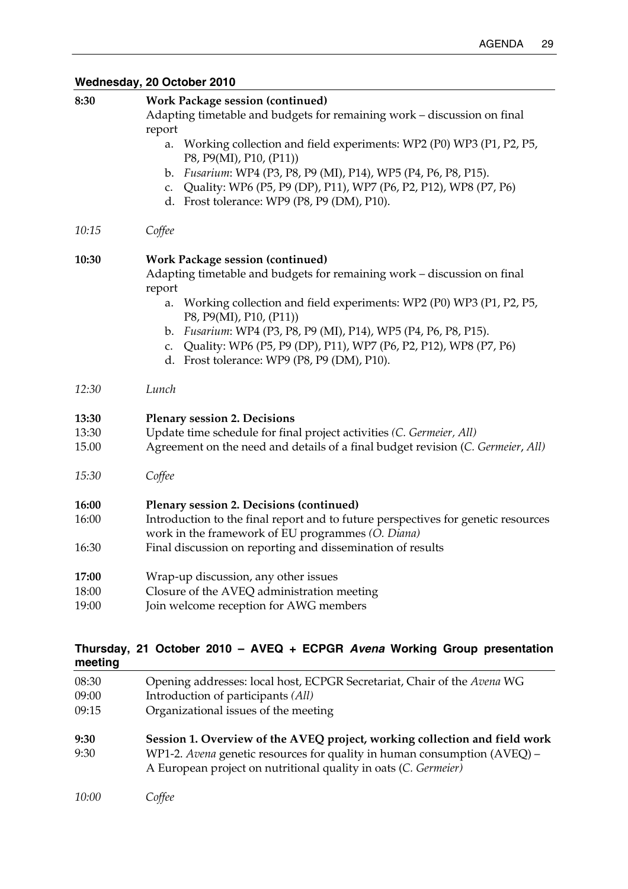### Wednesday, 20 October 2010

**8:30** **Work Package session (continued)**

Adapting timetable and budgets for remaining work – discussion on final report

a. Working collection and field experiments: WP2 (P0) WP3 (P1, P2, P5, P8, P9(MI), P10, (P11))
b. *Fusarium*: WP4 (P3, P8, P9 (MI), P14), WP5 (P4, P6, P8, P15).
c. Quality: WP6 (P5, P9 (DP), P11), WP7 (P6, P2, P12), WP8 (P7, P6)
d. Frost tolerance: WP9 (P8, P9 (DM), P10).

*10:15* *Coffee*

**10:30** **Work Package session (continued)**

Adapting timetable and budgets for remaining work – discussion on final report

a. Working collection and field experiments: WP2 (P0) WP3 (P1, P2, P5, P8, P9(MI), P10, (P11))
b. *Fusarium*: WP4 (P3, P8, P9 (MI), P14), WP5 (P4, P6, P8, P15).
c. Quality: WP6 (P5, P9 (DP), P11), WP7 (P6, P2, P12), WP8 (P7, P6)
d. Frost tolerance: WP9 (P8, P9 (DM), P10).

*12:30* *Lunch*

**13:30** **Plenary session 2. Decisions**

13:30 Update time schedule for final project activities *(C. Germeier, All)*

15.00 Agreement on the need and details of a final budget revision (*C. Germeier*, *All)*

*15:30* *Coffee*

**16:00** **Plenary session 2. Decisions (continued)**

16:00 Introduction to the final report and to future perspectives for genetic resources work in the framework of EU programmes *(O. Diana)*

16:30 Final discussion on reporting and dissemination of results

**17:00** Wrap-up discussion, any other issues

18:00 Closure of the AVEQ administration meeting

19:00 Join welcome reception for AWG members

### Thursday, 21 October 2010 – AVEQ + ECPGR *Avena* Working Group presentation meeting

08:30 Opening addresses: local host, ECPGR Secretariat, Chair of the *Avena* WG

09:00 Introduction of participants *(All)*

09:15 Organizational issues of the meeting

**9:30** **Session 1. Overview of the AVEQ project, working collection and field work**

9:30 WP1-2. *Avena* genetic resources for quality in human consumption (AVEQ) – A European project on nutritional quality in oats (*C. Germeier)*

*10:00* *Coffee*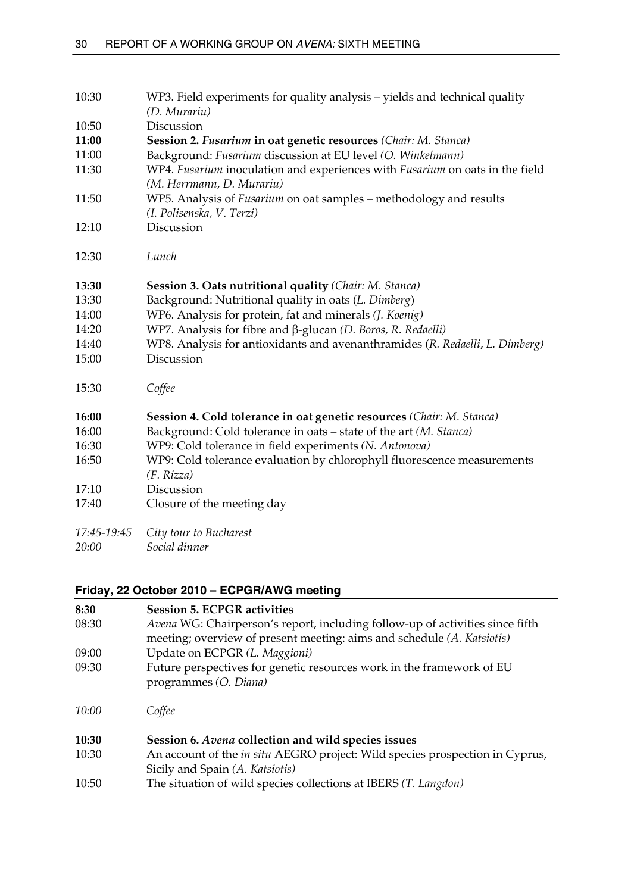| | |
|---|---|
| 10:30 | WP3. Field experiments for quality analysis – yields and technical quality *(D. Murariu)* |
| 10:50 | Discussion |
| **11:00** | **Session 2. *Fusarium* in oat genetic resources** *(Chair: M. Stanca)* |
| 11:00 | Background: *Fusarium* discussion at EU level *(O. Winkelmann)* |
| 11:30 | WP4. *Fusarium* inoculation and experiences with *Fusarium* on oats in the field *(M. Herrmann, D. Murariu)* |
| 11:50 | WP5. Analysis of *Fusarium* on oat samples – methodology and results *(I. Polisenska, V. Terzi)* |
| 12:10 | Discussion |
| 12:30 | *Lunch* |
| **13:30** | **Session 3. Oats nutritional quality** *(Chair: M. Stanca)* |
| 13:30 | Background: Nutritional quality in oats (*L. Dimberg*) |
| 14:00 | WP6. Analysis for protein, fat and minerals *(J. Koenig)* |
| 14:20 | WP7. Analysis for fibre and β-glucan *(D. Boros, R. Redaelli)* |
| 14:40 | WP8. Analysis for antioxidants and avenanthramides (*R. Redaelli*, *L. Dimberg*) |
| 15:00 | Discussion |
| 15:30 | *Coffee* |
| **16:00** | **Session 4. Cold tolerance in oat genetic resources** *(Chair: M. Stanca)* |
| 16:00 | Background: Cold tolerance in oats – state of the art *(M. Stanca)* |
| 16:30 | WP9: Cold tolerance in field experiments *(N. Antonova)* |
| 16:50 | WP9: Cold tolerance evaluation by chlorophyll fluorescence measurements *(F. Rizza)* |
| 17:10 | Discussion |
| 17:40 | Closure of the meeting day |
| *17:45-19:45* | *City tour to Bucharest* |
| *20:00* | *Social dinner* |

### Friday, 22 October 2010 – ECPGR/AWG meeting

| | |
|---|---|
| **8:30** | **Session 5. ECPGR activities** |
| 08:30 | *Avena* WG: Chairperson's report, including follow-up of activities since fifth meeting; overview of present meeting: aims and schedule *(A. Katsiotis)* |
| 09:00 | Update on ECPGR *(L. Maggioni)* |
| 09:30 | Future perspectives for genetic resources work in the framework of EU programmes *(O. Diana)* |
| *10:00* | *Coffee* |
| **10:30** | **Session 6. *Avena* collection and wild species issues** |
| 10:30 | An account of the *in situ* AEGRO project: Wild species prospection in Cyprus, Sicily and Spain *(A. Katsiotis)* |
| 10:50 | The situation of wild species collections at IBERS *(T. Langdon)* |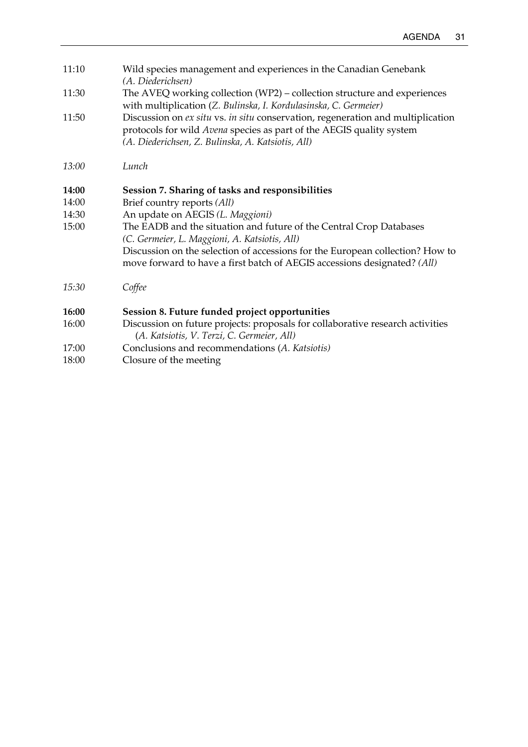11:10 Wild species management and experiences in the Canadian Genebank *(A. Diederichsen)*

11:30 The AVEQ working collection (WP2) – collection structure and experiences with multiplication (*Z. Bulinska, I. Kordulasinska, C. Germeier)*

11:50 Discussion on *ex situ* vs. *in situ* conservation, regeneration and multiplication protocols for wild *Avena* species as part of the AEGIS quality system *(A. Diederichsen, Z. Bulinska, A. Katsiotis, All)*

*13:00 Lunch*

**14:00 Session 7. Sharing of tasks and responsibilities**

14:00 Brief country reports *(All)*

14:30 An update on AEGIS *(L. Maggioni)*

15:00 The EADB and the situation and future of the Central Crop Databases *(C. Germeier, L. Maggioni, A. Katsiotis, All)*
Discussion on the selection of accessions for the European collection? How to move forward to have a first batch of AEGIS accessions designated? *(All)*

*15:30 Coffee*

**16:00 Session 8. Future funded project opportunities**

16:00 Discussion on future projects: proposals for collaborative research activities (*A. Katsiotis, V. Terzi, C. Germeier, All)*

17:00 Conclusions and recommendations (*A. Katsiotis)*

18:00 Closure of the meeting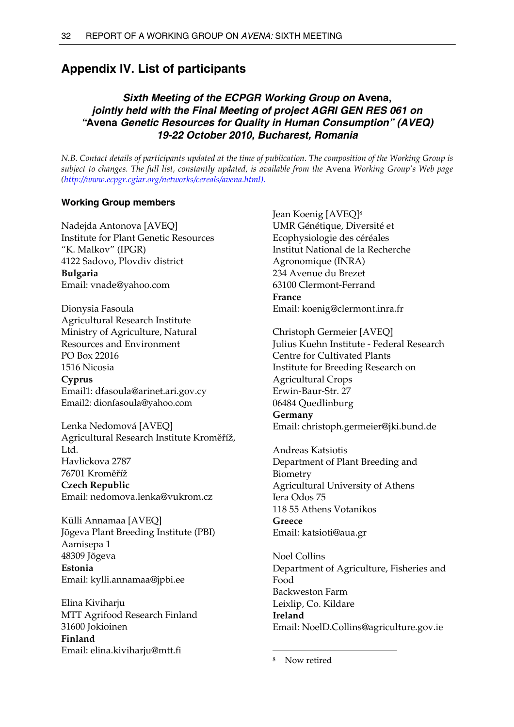## Appendix IV. List of participants

### *Sixth Meeting of the ECPGR Working Group on* Avena*, jointly held with the Final Meeting of project AGRI GEN RES 061 on "*Avena *Genetic Resources for Quality in Human Consumption" (AVEQ) 19-22 October 2010, Bucharest, Romania*

*N.B. Contact details of participants updated at the time of publication. The composition of the Working Group is subject to changes. The full list, constantly updated, is available from the* Avena *Working Group's Web page (http://www.ecpgr.cgiar.org/networks/cereals/avena.html).*

#### Working Group members

Nadejda Antonova [AVEQ]
Institute for Plant Genetic Resources "K. Malkov" (IPGR)
4122 Sadovo, Plovdiv district
**Bulgaria**
Email: vnade@yahoo.com

Dionysia Fasoula
Agricultural Research Institute
Ministry of Agriculture, Natural Resources and Environment
PO Box 22016
1516 Nicosia
**Cyprus**
Email1: dfasoula@arinet.ari.gov.cy
Email2: dionfasoula@yahoo.com

Lenka Nedomová [AVEQ]
Agricultural Research Institute Kroměříž, Ltd.
Havlickova 2787
76701 Kroměříž
**Czech Republic**
Email: nedomova.lenka@vukrom.cz

Külli Annamaa [AVEQ]
Jõgeva Plant Breeding Institute (PBI)
Aamisepa 1
48309 Jõgeva
**Estonia**
Email: kylli.annamaa@jpbi.ee

Elina Kiviharju
MTT Agrifood Research Finland
31600 Jokioinen
**Finland**
Email: elina.kiviharju@mtt.fi

Jean Koenig [AVEQ][8]
UMR Génétique, Diversité et Ecophysiologie des céréales
Institut National de la Recherche Agronomique (INRA)
234 Avenue du Brezet
63100 Clermont-Ferrand
**France**
Email: koenig@clermont.inra.fr

Christoph Germeier [AVEQ]
Julius Kuehn Institute - Federal Research Centre for Cultivated Plants
Institute for Breeding Research on Agricultural Crops
Erwin-Baur-Str. 27
06484 Quedlinburg
**Germany**
Email: christoph.germeier@jki.bund.de

Andreas Katsiotis
Department of Plant Breeding and Biometry
Agricultural University of Athens
Iera Odos 75
118 55 Athens Votanikos
**Greece**
Email: katsioti@aua.gr

Noel Collins
Department of Agriculture, Fisheries and Food
Backweston Farm
Leixlip, Co. Kildare
**Ireland**
Email: NoelD.Collins@agriculture.gov.ie

[8] Now retired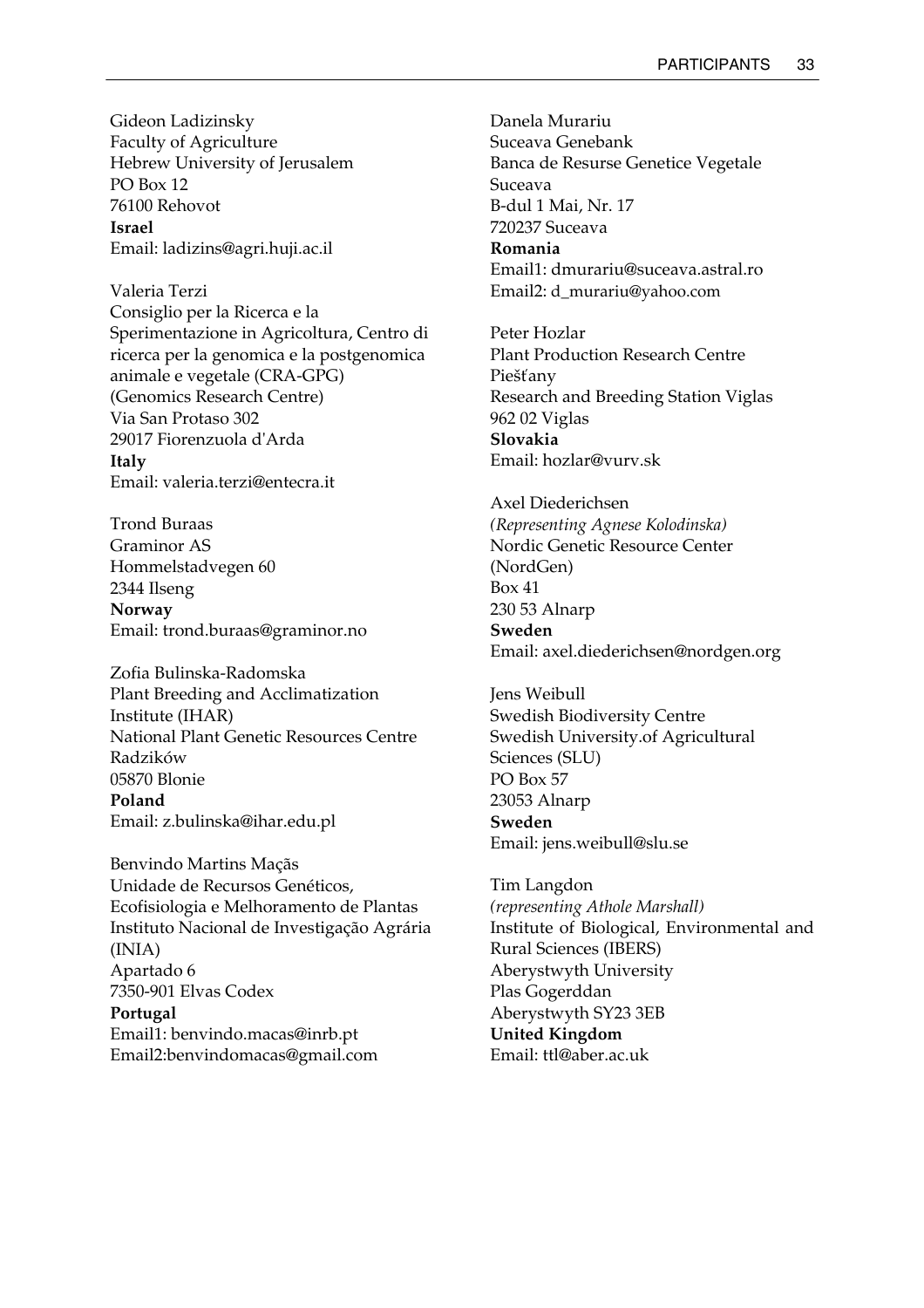Gideon Ladizinsky
Faculty of Agriculture
Hebrew University of Jerusalem
PO Box 12
76100 Rehovot
**Israel**
Email: ladizins@agri.huji.ac.il

Valeria Terzi
Consiglio per la Ricerca e la Sperimentazione in Agricoltura, Centro di ricerca per la genomica e la postgenomica animale e vegetale (CRA-GPG)
(Genomics Research Centre)
Via San Protaso 302
29017 Fiorenzuola d'Arda
**Italy**
Email: valeria.terzi@entecra.it

Trond Buraas
Graminor AS
Hommelstadvegen 60
2344 Ilseng
**Norway**
Email: trond.buraas@graminor.no

Zofia Bulinska-Radomska
Plant Breeding and Acclimatization Institute (IHAR)
National Plant Genetic Resources Centre
Radzików
05870 Blonie
**Poland**
Email: z.bulinska@ihar.edu.pl

Benvindo Martins Maçãs
Unidade de Recursos Genéticos, Ecofisiologia e Melhoramento de Plantas
Instituto Nacional de Investigação Agrária (INIA)
Apartado 6
7350-901 Elvas Codex
**Portugal**
Email1: benvindo.macas@inrb.pt
Email2:benvindomacas@gmail.com

Danela Murariu
Suceava Genebank
Banca de Resurse Genetice Vegetale Suceava
B-dul 1 Mai, Nr. 17
720237 Suceava
**Romania**
Email1: dmurariu@suceava.astral.ro
Email2: d_murariu@yahoo.com

Peter Hozlar
Plant Production Research Centre Piešťany
Research and Breeding Station Viglas
962 02 Viglas
**Slovakia**
Email: hozlar@vurv.sk

Axel Diederichsen
*(Representing Agnese Kolodinska)*
Nordic Genetic Resource Center (NordGen)
Box 41
230 53 Alnarp
**Sweden**
Email: axel.diederichsen@nordgen.org

Jens Weibull
Swedish Biodiversity Centre
Swedish University.of Agricultural Sciences (SLU)
PO Box 57
23053 Alnarp
**Sweden**
Email: jens.weibull@slu.se

Tim Langdon
*(representing Athole Marshall)*
Institute of Biological, Environmental and Rural Sciences (IBERS)
Aberystwyth University
Plas Gogerddan
Aberystwyth SY23 3EB
**United Kingdom**
Email: ttl@aber.ac.uk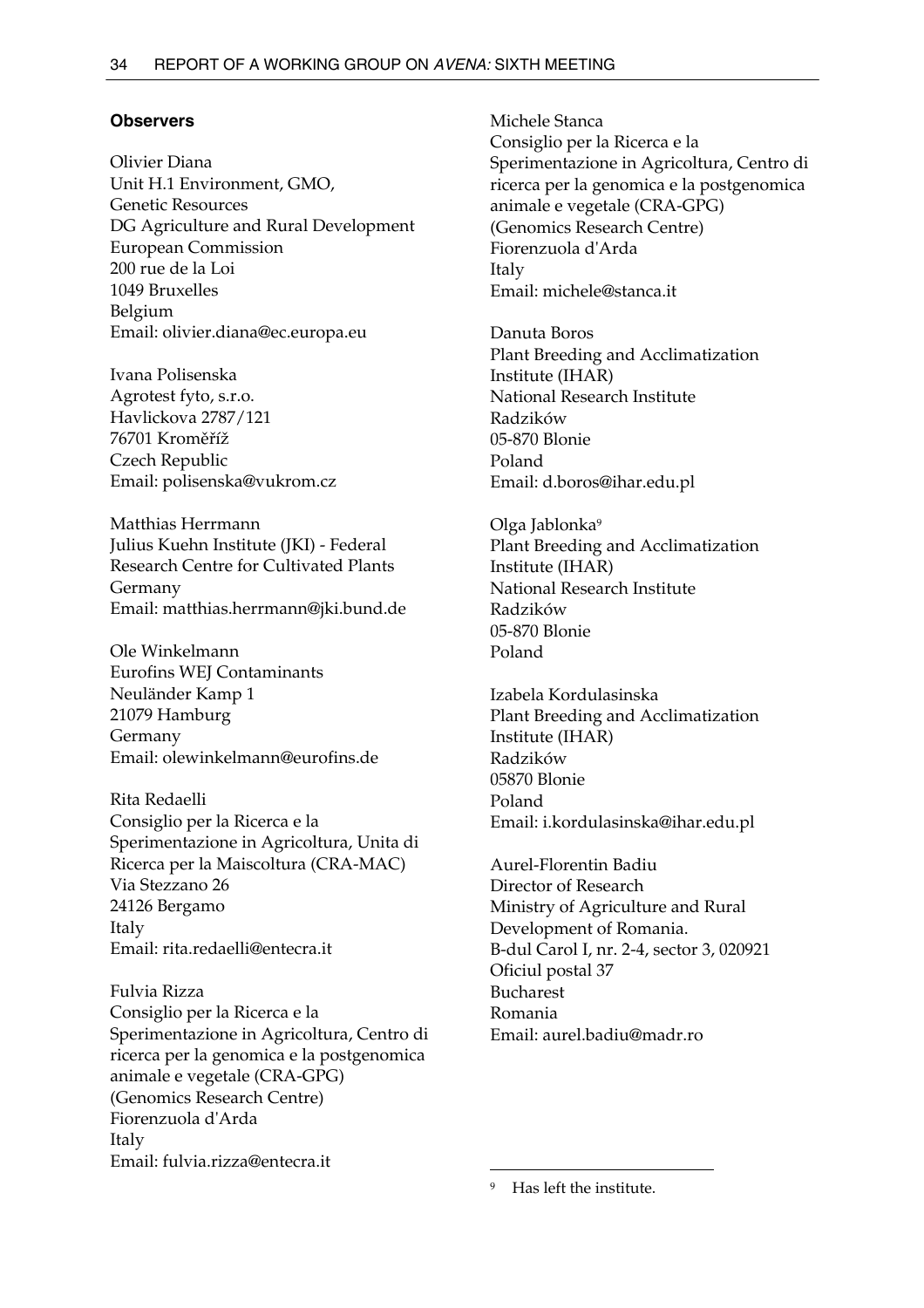#### Observers

Olivier Diana
Unit H.1 Environment, GMO,
Genetic Resources
DG Agriculture and Rural Development
European Commission
200 rue de la Loi
1049 Bruxelles
Belgium
Email: olivier.diana@ec.europa.eu

Ivana Polisenska
Agrotest fyto, s.r.o.
Havlickova 2787/121
76701 Kroměříž
Czech Republic
Email: polisenska@vukrom.cz

Matthias Herrmann
Julius Kuehn Institute (JKI) - Federal Research Centre for Cultivated Plants
Germany
Email: matthias.herrmann@jki.bund.de

Ole Winkelmann
Eurofins WEJ Contaminants
Neuländer Kamp 1
21079 Hamburg
Germany
Email: olewinkelmann@eurofins.de

Rita Redaelli
Consiglio per la Ricerca e la Sperimentazione in Agricoltura, Unita di Ricerca per la Maiscoltura (CRA-MAC)
Via Stezzano 26
24126 Bergamo
Italy
Email: rita.redaelli@entecra.it

Fulvia Rizza
Consiglio per la Ricerca e la Sperimentazione in Agricoltura, Centro di ricerca per la genomica e la postgenomica animale e vegetale (CRA-GPG) (Genomics Research Centre)
Fiorenzuola d'Arda
Italy
Email: fulvia.rizza@entecra.it

Michele Stanca
Consiglio per la Ricerca e la Sperimentazione in Agricoltura, Centro di ricerca per la genomica e la postgenomica animale e vegetale (CRA-GPG) (Genomics Research Centre)
Fiorenzuola d'Arda
Italy
Email: michele@stanca.it

Danuta Boros
Plant Breeding and Acclimatization Institute (IHAR)
National Research Institute
Radzików
05-870 Blonie
Poland
Email: d.boros@ihar.edu.pl

Olga Jablonka[9]
Plant Breeding and Acclimatization Institute (IHAR)
National Research Institute
Radzików
05-870 Blonie
Poland

Izabela Kordulasinska
Plant Breeding and Acclimatization Institute (IHAR)
Radzików
05870 Blonie
Poland
Email: i.kordulasinska@ihar.edu.pl

Aurel-Florentin Badiu
Director of Research
Ministry of Agriculture and Rural Development of Romania.
B-dul Carol I, nr. 2-4, sector 3, 020921
Oficiul postal 37
Bucharest
Romania
Email: aurel.badiu@madr.ro

---

[9] Has left the institute.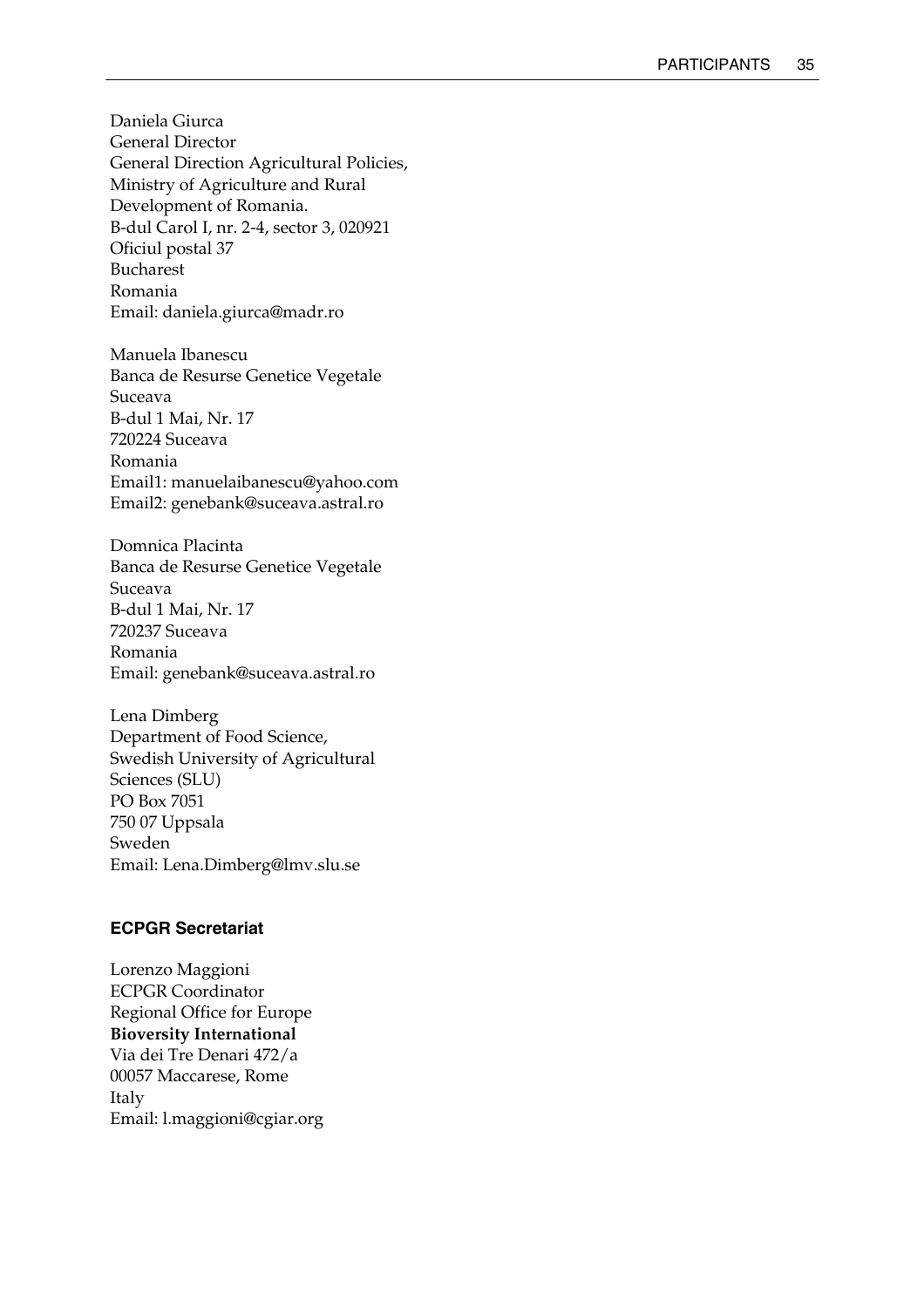Daniela Giurca
General Director
General Direction Agricultural Policies,
Ministry of Agriculture and Rural
Development of Romania.
B-dul Carol I, nr. 2-4, sector 3, 020921
Oficiul postal 37
Bucharest
Romania
Email: daniela.giurca@madr.ro

Manuela Ibanescu
Banca de Resurse Genetice Vegetale
Suceava
B-dul 1 Mai, Nr. 17
720224 Suceava
Romania
Email1: manuelaibanescu@yahoo.com
Email2: genebank@suceava.astral.ro

Domnica Placinta
Banca de Resurse Genetice Vegetale
Suceava
B-dul 1 Mai, Nr. 17
720237 Suceava
Romania
Email: genebank@suceava.astral.ro

Lena Dimberg
Department of Food Science,
Swedish University of Agricultural
Sciences (SLU)
PO Box 7051
750 07 Uppsala
Sweden
Email: Lena.Dimberg@lmv.slu.se

#### ECPGR Secretariat

Lorenzo Maggioni
ECPGR Coordinator
Regional Office for Europe
**Bioversity International**
Via dei Tre Denari 472/a
00057 Maccarese, Rome
Italy
Email: l.maggioni@cgiar.org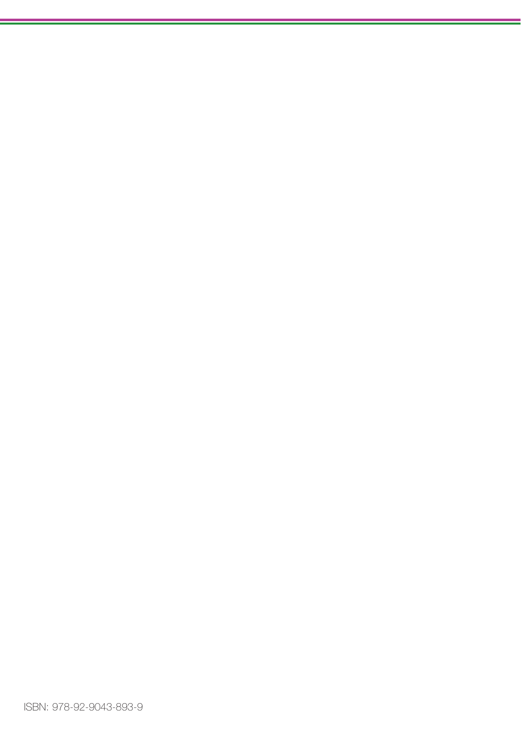ISBN: 978-92-9043-893-9